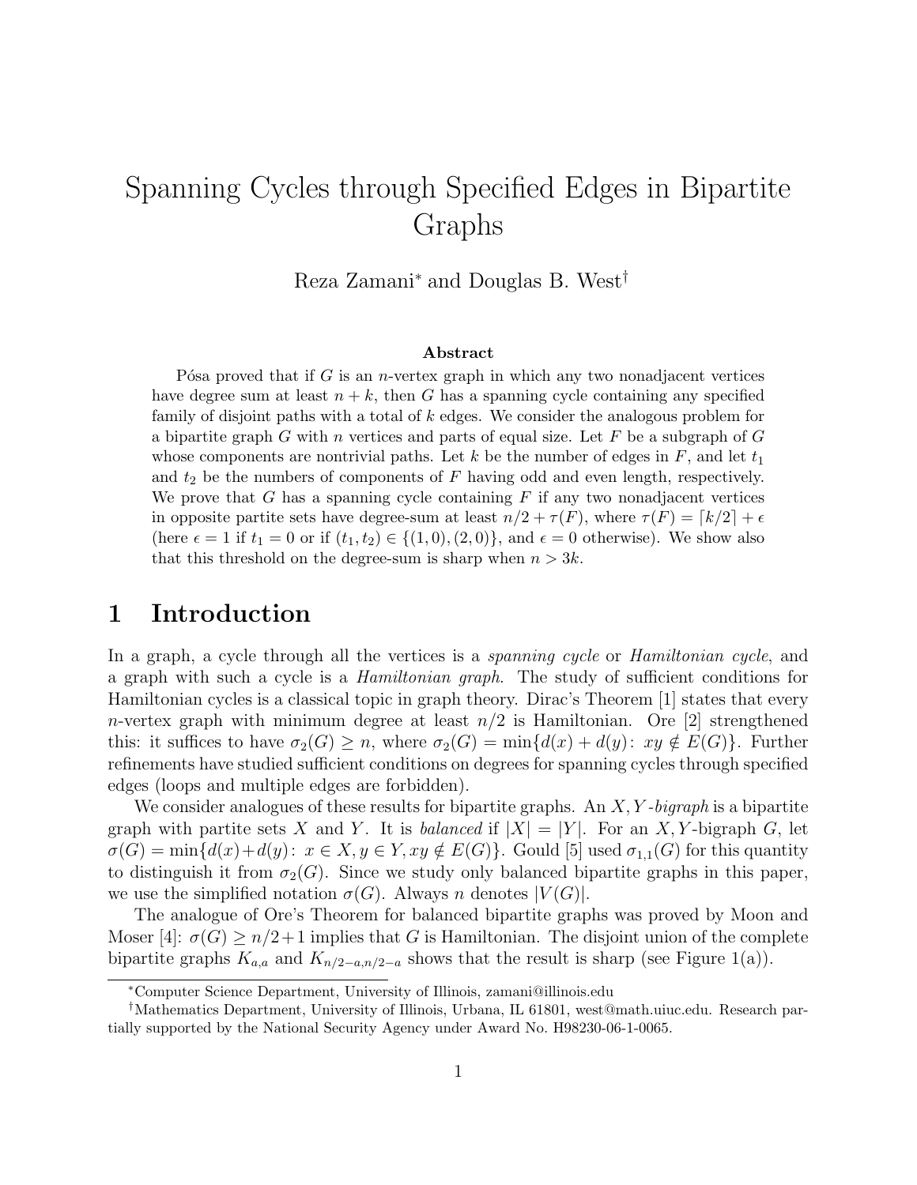# Spanning Cycles through Specified Edges in Bipartite Graphs

Reza Zamani[*] and Douglas B. West[†]

### Abstract

Pósa proved that if $G$ is an $n$-vertex graph in which any two nonadjacent vertices have degree sum at least $n+k$, then $G$ has a spanning cycle containing any specified family of disjoint paths with a total of $k$ edges. We consider the analogous problem for a bipartite graph $G$ with $n$ vertices and parts of equal size. Let $F$ be a subgraph of $G$ whose components are nontrivial paths. Let $k$ be the number of edges in $F$, and let $t_1$ and $t_2$ be the numbers of components of $F$ having odd and even length, respectively. We prove that $G$ has a spanning cycle containing $F$ if any two nonadjacent vertices in opposite partite sets have degree-sum at least $n/2 + \tau(F)$, where $\tau(F) = \lceil k/2 \rceil + \epsilon$ (here $\epsilon = 1$ if $t_1 = 0$ or if $(t_1, t_2) \in \{(1, 0), (2, 0)\}$, and $\epsilon = 0$ otherwise). We show also that this threshold on the degree-sum is sharp when $n > 3k$.

## 1 Introduction

In a graph, a cycle through all the vertices is a *spanning cycle* or *Hamiltonian cycle*, and a graph with such a cycle is a *Hamiltonian graph*. The study of sufficient conditions for Hamiltonian cycles is a classical topic in graph theory. Dirac's Theorem [1] states that every $n$-vertex graph with minimum degree at least $n/2$ is Hamiltonian. Ore [2] strengthened this: it suffices to have $\sigma_2(G) \ge n$, where $\sigma_2(G) = \min\{d(x) + d(y) \colon xy \notin E(G)\}$. Further refinements have studied sufficient conditions on degrees for spanning cycles through specified edges (loops and multiple edges are forbidden).

We consider analogues of these results for bipartite graphs. An $X, Y$*-bigraph* is a bipartite graph with partite sets $X$ and $Y$. It is *balanced* if $|X| = |Y|$. For an $X, Y$-bigraph $G$, let $\sigma(G) = \min\{d(x)+d(y) \colon x \in X, y \in Y, xy \notin E(G)\}$. Gould [5] used $\sigma_{1,1}(G)$ for this quantity to distinguish it from $\sigma_2(G)$. Since we study only balanced bipartite graphs in this paper, we use the simplified notation $\sigma(G)$. Always $n$ denotes $|V(G)|$.

The analogue of Ore's Theorem for balanced bipartite graphs was proved by Moon and Moser [4]: $\sigma(G) \ge n/2+1$ implies that $G$ is Hamiltonian. The disjoint union of the complete bipartite graphs $K_{a,a}$ and $K_{n/2-a,n/2-a}$ shows that the result is sharp (see Figure 1(a)).

[*] Computer Science Department, University of Illinois, zamani@illinois.edu

[†] Mathematics Department, University of Illinois, Urbana, IL 61801, west@math.uiuc.edu. Research partially supported by the National Security Agency under Award No. H98230-06-1-0065.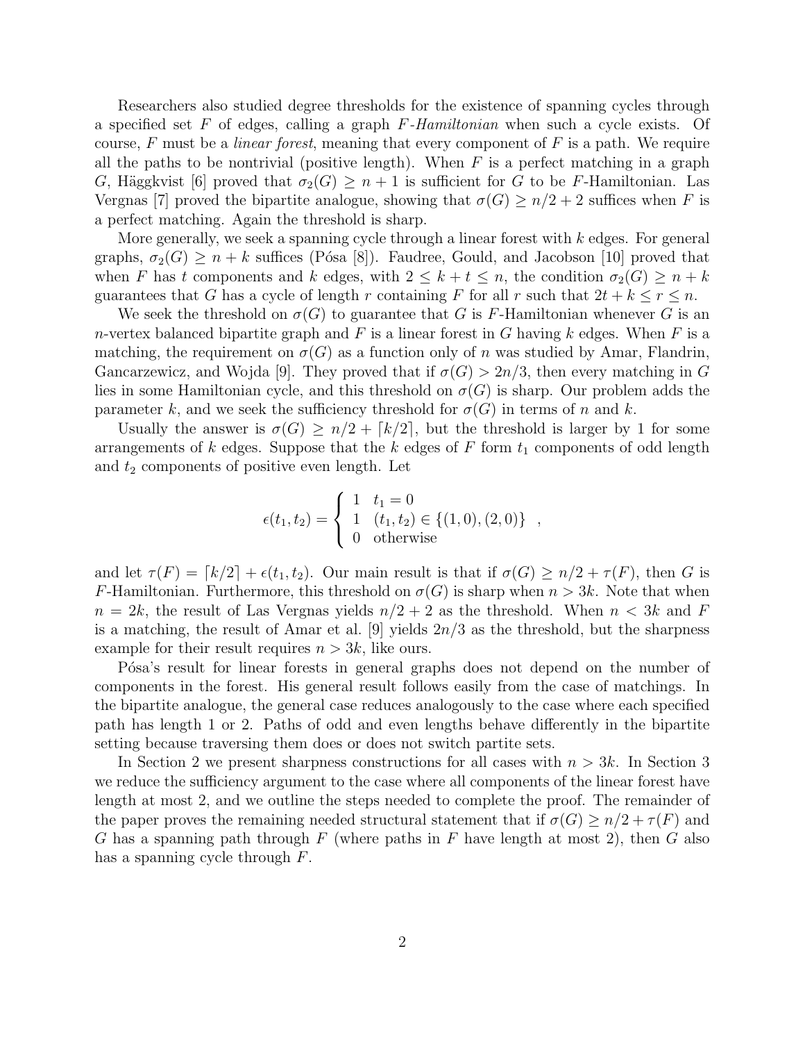Researchers also studied degree thresholds for the existence of spanning cycles through a specified set $F$ of edges, calling a graph $F$-*Hamiltonian* when such a cycle exists. Of course, $F$ must be a *linear forest*, meaning that every component of $F$ is a path. We require all the paths to be nontrivial (positive length). When $F$ is a perfect matching in a graph $G$, Häggkvist [6] proved that $\sigma_2(G) \geq n + 1$ is sufficient for $G$ to be $F$-Hamiltonian. Las Vergnas [7] proved the bipartite analogue, showing that $\sigma(G) \geq n/2 + 2$ suffices when $F$ is a perfect matching. Again the threshold is sharp.

More generally, we seek a spanning cycle through a linear forest with $k$ edges. For general graphs, $\sigma_2(G) \geq n + k$ suffices (Pósa [8]). Faudree, Gould, and Jacobson [10] proved that when $F$ has $t$ components and $k$ edges, with $2 \leq k + t \leq n$, the condition $\sigma_2(G) \geq n + k$ guarantees that $G$ has a cycle of length $r$ containing $F$ for all $r$ such that $2t + k \leq r \leq n$.

We seek the threshold on $\sigma(G)$ to guarantee that $G$ is $F$-Hamiltonian whenever $G$ is an $n$-vertex balanced bipartite graph and $F$ is a linear forest in $G$ having $k$ edges. When $F$ is a matching, the requirement on $\sigma(G)$ as a function only of $n$ was studied by Amar, Flandrin, Gancarzewicz, and Wojda [9]. They proved that if $\sigma(G) > 2n/3$, then every matching in $G$ lies in some Hamiltonian cycle, and this threshold on $\sigma(G)$ is sharp. Our problem adds the parameter $k$, and we seek the sufficiency threshold for $\sigma(G)$ in terms of $n$ and $k$.

Usually the answer is $\sigma(G) \geq n/2 + \lceil k/2 \rceil$, but the threshold is larger by 1 for some arrangements of $k$ edges. Suppose that the $k$ edges of $F$ form $t_1$ components of odd length and $t_2$ components of positive even length. Let

$$\epsilon(t_1, t_2) = \begin{cases} 1 & t_1 = 0 \\ 1 & (t_1, t_2) \in \{(1, 0), (2, 0)\} \\ 0 & \text{otherwise} \end{cases},$$

and let $\tau(F) = \lceil k/2 \rceil + \epsilon(t_1, t_2)$. Our main result is that if $\sigma(G) \geq n/2 + \tau(F)$, then $G$ is $F$-Hamiltonian. Furthermore, this threshold on $\sigma(G)$ is sharp when $n > 3k$. Note that when $n = 2k$, the result of Las Vergnas yields $n/2 + 2$ as the threshold. When $n < 3k$ and $F$ is a matching, the result of Amar et al. [9] yields $2n/3$ as the threshold, but the sharpness example for their result requires $n > 3k$, like ours.

Pósa's result for linear forests in general graphs does not depend on the number of components in the forest. His general result follows easily from the case of matchings. In the bipartite analogue, the general case reduces analogously to the case where each specified path has length 1 or 2. Paths of odd and even lengths behave differently in the bipartite setting because traversing them does or does not switch partite sets.

In Section 2 we present sharpness constructions for all cases with $n > 3k$. In Section 3 we reduce the sufficiency argument to the case where all components of the linear forest have length at most 2, and we outline the steps needed to complete the proof. The remainder of the paper proves the remaining needed structural statement that if $\sigma(G) \geq n/2 + \tau(F)$ and $G$ has a spanning path through $F$ (where paths in $F$ have length at most 2), then $G$ also has a spanning cycle through $F$.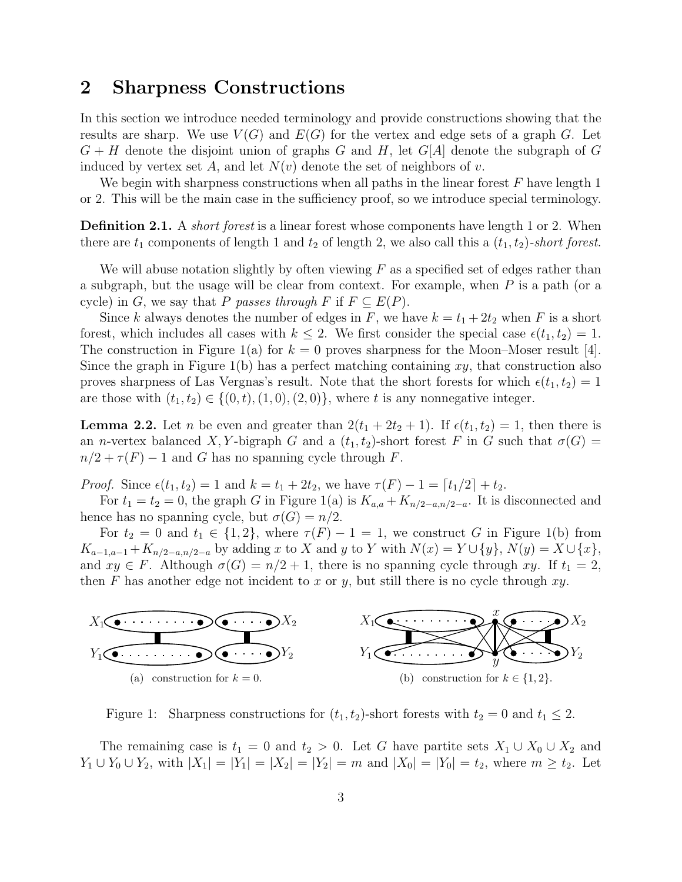## 2 Sharpness Constructions

In this section we introduce needed terminology and provide constructions showing that the results are sharp. We use $V(G)$ and $E(G)$ for the vertex and edge sets of a graph $G$. Let $G + H$ denote the disjoint union of graphs $G$ and $H$, let $G[A]$ denote the subgraph of $G$ induced by vertex set $A$, and let $N(v)$ denote the set of neighbors of $v$.

We begin with sharpness constructions when all paths in the linear forest $F$ have length 1 or 2. This will be the main case in the sufficiency proof, so we introduce special terminology.

**Definition 2.1.** A *short forest* is a linear forest whose components have length 1 or 2. When there are $t_1$ components of length 1 and $t_2$ of length 2, we also call this a $(t_1, t_2)$*-short forest*.

We will abuse notation slightly by often viewing $F$ as a specified set of edges rather than a subgraph, but the usage will be clear from context. For example, when $P$ is a path (or a cycle) in $G$, we say that $P$ *passes through* $F$ if $F \subseteq E(P)$.

Since $k$ always denotes the number of edges in $F$, we have $k = t_1 + 2t_2$ when $F$ is a short forest, which includes all cases with $k \leq 2$. We first consider the special case $\epsilon(t_1, t_2) = 1$. The construction in Figure 1(a) for $k = 0$ proves sharpness for the Moon–Moser result [4]. Since the graph in Figure 1(b) has a perfect matching containing $xy$, that construction also proves sharpness of Las Vergnas's result. Note that the short forests for which $\epsilon(t_1, t_2) = 1$ are those with $(t_1, t_2) \in \{(0, t), (1, 0), (2, 0)\}$, where $t$ is any nonnegative integer.

**Lemma 2.2.** *Let $n$ be even and greater than $2(t_1 + 2t_2 + 1)$. If $\epsilon(t_1, t_2) = 1$, then there is an $n$-vertex balanced $X, Y$-bigraph $G$ and a $(t_1, t_2)$-short forest $F$ in $G$ such that $\sigma(G) = n/2 + \tau(F) - 1$ and $G$ has no spanning cycle through $F$.*

*Proof.* Since $\epsilon(t_1, t_2) = 1$ and $k = t_1 + 2t_2$, we have $\tau(F) - 1 = \lceil t_1/2 \rceil + t_2$.

For $t_1 = t_2 = 0$, the graph $G$ in Figure 1(a) is $K_{a,a} + K_{n/2-a,n/2-a}$. It is disconnected and hence has no spanning cycle, but $\sigma(G) = n/2$.

For $t_2 = 0$ and $t_1 \in \{1, 2\}$, where $\tau(F) - 1 = 1$, we construct $G$ in Figure 1(b) from $K_{a-1,a-1} + K_{n/2-a,n/2-a}$ by adding $x$ to $X$ and $y$ to $Y$ with $N(x) = Y \cup \{y\}$, $N(y) = X \cup \{x\}$, and $xy \in F$. Although $\sigma(G) = n/2 + 1$, there is no spanning cycle through $xy$. If $t_1 = 2$, then $F$ has another edge not incident to $x$ or $y$, but still there is no cycle through $xy$.

(a) construction for $k = 0$.

(b) construction for $k \in \{1, 2\}$.

Figure 1: Sharpness constructions for $(t_1, t_2)$-short forests with $t_2 = 0$ and $t_1 \leq 2$.

The remaining case is $t_1 = 0$ and $t_2 > 0$. Let $G$ have partite sets $X_1 \cup X_0 \cup X_2$ and $Y_1 \cup Y_0 \cup Y_2$, with $|X_1| = |Y_1| = |X_2| = |Y_2| = m$ and $|X_0| = |Y_0| = t_2$, where $m \geq t_2$. Let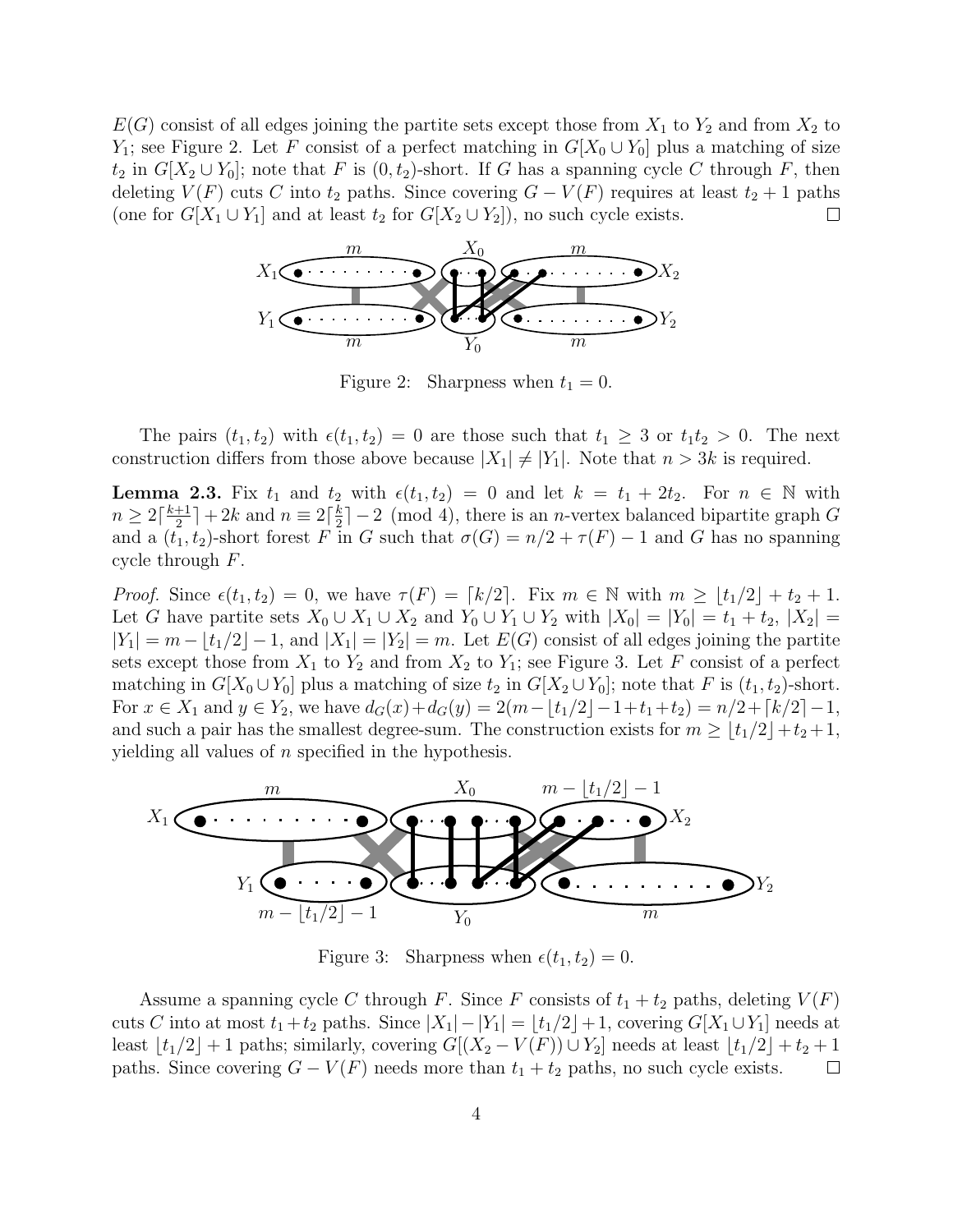$E(G)$ consist of all edges joining the partite sets except those from $X_1$ to $Y_2$ and from $X_2$ to $Y_1$; see Figure 2. Let $F$ consist of a perfect matching in $G[X_0 \cup Y_0]$ plus a matching of size $t_2$ in $G[X_2 \cup Y_0]$; note that $F$ is $(0, t_2)$-short. If $G$ has a spanning cycle $C$ through $F$, then deleting $V(F)$ cuts $C$ into $t_2$ paths. Since covering $G - V(F)$ requires at least $t_2 + 1$ paths (one for $G[X_1 \cup Y_1]$ and at least $t_2$ for $G[X_2 \cup Y_2]$), no such cycle exists. □

Figure 2: Sharpness when $t_1 = 0$.

The pairs $(t_1, t_2)$ with $\epsilon(t_1, t_2) = 0$ are those such that $t_1 \geq 3$ or $t_1 t_2 > 0$. The next construction differs from those above because $|X_1| \neq |Y_1|$. Note that $n > 3k$ is required.

**Lemma 2.3.** *Fix $t_1$ and $t_2$ with $\epsilon(t_1, t_2) = 0$ and let $k = t_1 + 2t_2$. For $n \in \mathbb{N}$ with $n \geq 2\lceil \frac{k+1}{2} \rceil + 2k$ and $n \equiv 2\lceil \frac{k}{2} \rceil - 2 \pmod 4$, there is an $n$-vertex balanced bipartite graph $G$ and a $(t_1, t_2)$-short forest $F$ in $G$ such that $\sigma(G) = n/2 + \tau(F) - 1$ and $G$ has no spanning cycle through $F$.*

*Proof.* Since $\epsilon(t_1, t_2) = 0$, we have $\tau(F) = \lceil k/2 \rceil$. Fix $m \in \mathbb{N}$ with $m \geq \lfloor t_1/2 \rfloor + t_2 + 1$. Let $G$ have partite sets $X_0 \cup X_1 \cup X_2$ and $Y_0 \cup Y_1 \cup Y_2$ with $|X_0| = |Y_0| = t_1 + t_2$, $|X_2| = |Y_1| = m - \lfloor t_1/2 \rfloor - 1$, and $|X_1| = |Y_2| = m$. Let $E(G)$ consist of all edges joining the partite sets except those from $X_1$ to $Y_2$ and from $X_2$ to $Y_1$; see Figure 3. Let $F$ consist of a perfect matching in $G[X_0 \cup Y_0]$ plus a matching of size $t_2$ in $G[X_2 \cup Y_0]$; note that $F$ is $(t_1, t_2)$-short. For $x \in X_1$ and $y \in Y_2$, we have $d_G(x) + d_G(y) = 2(m - \lfloor t_1/2 \rfloor - 1 + t_1 + t_2) = n/2 + \lceil k/2 \rceil - 1$, and such a pair has the smallest degree-sum. The construction exists for $m \geq \lfloor t_1/2 \rfloor + t_2 + 1$, yielding all values of $n$ specified in the hypothesis.

Figure 3: Sharpness when $\epsilon(t_1, t_2) = 0$.

Assume a spanning cycle $C$ through $F$. Since $F$ consists of $t_1 + t_2$ paths, deleting $V(F)$ cuts $C$ into at most $t_1 + t_2$ paths. Since $|X_1| - |Y_1| = \lfloor t_1/2 \rfloor + 1$, covering $G[X_1 \cup Y_1]$ needs at least $\lfloor t_1/2 \rfloor + 1$ paths; similarly, covering $G[(X_2 - V(F)) \cup Y_2]$ needs at least $\lfloor t_1/2 \rfloor + t_2 + 1$ paths. Since covering $G - V(F)$ needs more than $t_1 + t_2$ paths, no such cycle exists. □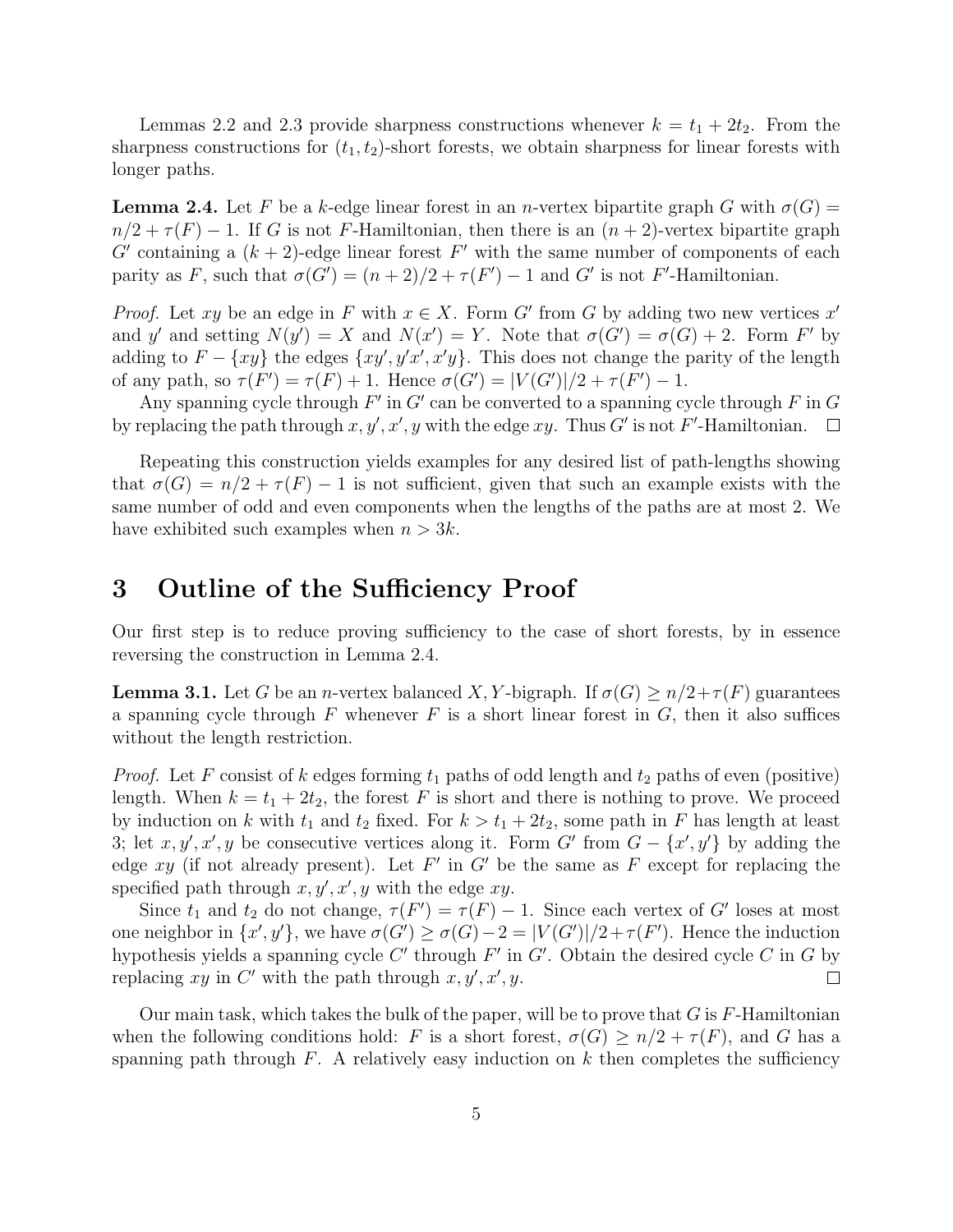Lemmas 2.2 and 2.3 provide sharpness constructions whenever $k = t_1 + 2t_2$. From the sharpness constructions for $(t_1, t_2)$-short forests, we obtain sharpness for linear forests with longer paths.

**Lemma 2.4.** *Let $F$ be a $k$-edge linear forest in an $n$-vertex bipartite graph $G$ with $\sigma(G) = n/2 + \tau(F) - 1$. If $G$ is not $F$-Hamiltonian, then there is an $(n+2)$-vertex bipartite graph $G'$ containing a $(k+2)$-edge linear forest $F'$ with the same number of components of each parity as $F$, such that $\sigma(G') = (n+2)/2 + \tau(F') - 1$ and $G'$ is not $F'$-Hamiltonian.*

*Proof.* Let $xy$ be an edge in $F$ with $x \in X$. Form $G'$ from $G$ by adding two new vertices $x'$ and $y'$ and setting $N(y') = X$ and $N(x') = Y$. Note that $\sigma(G') = \sigma(G) + 2$. Form $F'$ by adding to $F - \{xy\}$ the edges $\{xy', y'x', x'y\}$. This does not change the parity of the length of any path, so $\tau(F') = \tau(F) + 1$. Hence $\sigma(G') = |V(G')|/2 + \tau(F') - 1$.

Any spanning cycle through $F'$ in $G'$ can be converted to a spanning cycle through $F$ in $G$ by replacing the path through $x, y', x', y$ with the edge $xy$. Thus $G'$ is not $F'$-Hamiltonian. □

Repeating this construction yields examples for any desired list of path-lengths showing that $\sigma(G) = n/2 + \tau(F) - 1$ is not sufficient, given that such an example exists with the same number of odd and even components when the lengths of the paths are at most 2. We have exhibited such examples when $n > 3k$.

# 3 Outline of the Sufficiency Proof

Our first step is to reduce proving sufficiency to the case of short forests, by in essence reversing the construction in Lemma 2.4.

**Lemma 3.1.** *Let $G$ be an $n$-vertex balanced $X,Y$-bigraph. If $\sigma(G) \geq n/2 + \tau(F)$ guarantees a spanning cycle through $F$ whenever $F$ is a short linear forest in $G$, then it also suffices without the length restriction.*

*Proof.* Let $F$ consist of $k$ edges forming $t_1$ paths of odd length and $t_2$ paths of even (positive) length. When $k = t_1 + 2t_2$, the forest $F$ is short and there is nothing to prove. We proceed by induction on $k$ with $t_1$ and $t_2$ fixed. For $k > t_1 + 2t_2$, some path in $F$ has length at least 3; let $x, y', x', y$ be consecutive vertices along it. Form $G'$ from $G - \{x', y'\}$ by adding the edge $xy$ (if not already present). Let $F'$ in $G'$ be the same as $F$ except for replacing the specified path through $x, y', x', y$ with the edge $xy$.

Since $t_1$ and $t_2$ do not change, $\tau(F') = \tau(F) - 1$. Since each vertex of $G'$ loses at most one neighbor in $\{x', y'\}$, we have $\sigma(G') \geq \sigma(G) - 2 = |V(G')|/2 + \tau(F')$. Hence the induction hypothesis yields a spanning cycle $C'$ through $F'$ in $G'$. Obtain the desired cycle $C$ in $G$ by replacing $xy$ in $C'$ with the path through $x, y', x', y$. □

Our main task, which takes the bulk of the paper, will be to prove that $G$ is $F$-Hamiltonian when the following conditions hold: $F$ is a short forest, $\sigma(G) \geq n/2 + \tau(F)$, and $G$ has a spanning path through $F$. A relatively easy induction on $k$ then completes the sufficiency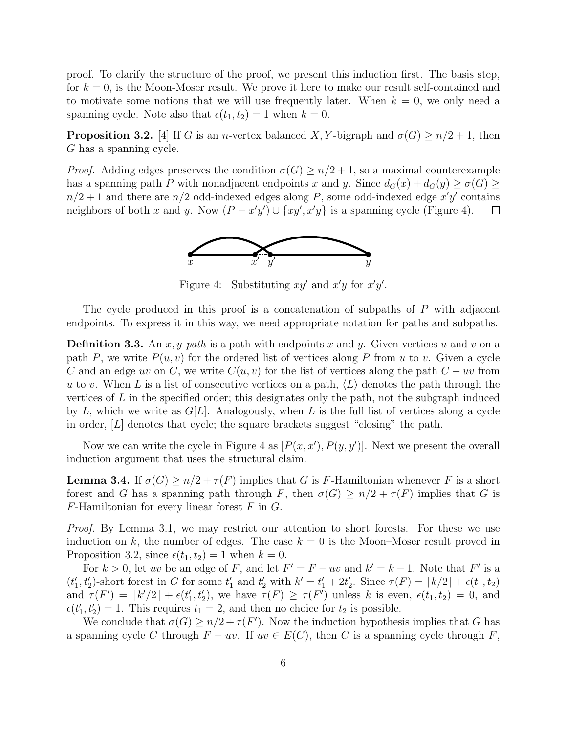proof. To clarify the structure of the proof, we present this induction first. The basis step, for $k = 0$, is the Moon-Moser result. We prove it here to make our result self-contained and to motivate some notions that we will use frequently later. When $k = 0$, we only need a spanning cycle. Note also that $\epsilon(t_1, t_2) = 1$ when $k = 0$.

**Proposition 3.2.** [4] If $G$ is an $n$-vertex balanced $X, Y$-bigraph and $\sigma(G) \geq n/2 + 1$, then $G$ has a spanning cycle.

*Proof.* Adding edges preserves the condition $\sigma(G) \geq n/2 + 1$, so a maximal counterexample has a spanning path $P$ with nonadjacent endpoints $x$ and $y$. Since $d_G(x) + d_G(y) \geq \sigma(G) \geq n/2 + 1$ and there are $n/2$ odd-indexed edges along $P$, some odd-indexed edge $x'y'$ contains neighbors of both $x$ and $y$. Now $(P - x'y') \cup \{xy', x'y\}$ is a spanning cycle (Figure 4). □

Figure 4: Substituting $xy'$ and $x'y$ for $x'y'$.

The cycle produced in this proof is a concatenation of subpaths of $P$ with adjacent endpoints. To express it in this way, we need appropriate notation for paths and subpaths.

**Definition 3.3.** An *$x, y$-path* is a path with endpoints $x$ and $y$. Given vertices $u$ and $v$ on a path $P$, we write $P(u, v)$ for the ordered list of vertices along $P$ from $u$ to $v$. Given a cycle $C$ and an edge $uv$ on $C$, we write $C(u, v)$ for the list of vertices along the path $C - uv$ from $u$ to $v$. When $L$ is a list of consecutive vertices on a path, $\langle L \rangle$ denotes the path through the vertices of $L$ in the specified order; this designates only the path, not the subgraph induced by $L$, which we write as $G[L]$. Analogously, when $L$ is the full list of vertices along a cycle in order, $[L]$ denotes that cycle; the square brackets suggest "closing" the path.

Now we can write the cycle in Figure 4 as $[P(x, x'), P(y, y')]$. Next we present the overall induction argument that uses the structural claim.

**Lemma 3.4.** If $\sigma(G) \geq n/2 + \tau(F)$ implies that $G$ is $F$-Hamiltonian whenever $F$ is a short forest and $G$ has a spanning path through $F$, then $\sigma(G) \geq n/2 + \tau(F)$ implies that $G$ is $F$-Hamiltonian for every linear forest $F$ in $G$.

*Proof.* By Lemma 3.1, we may restrict our attention to short forests. For these we use induction on $k$, the number of edges. The case $k = 0$ is the Moon–Moser result proved in Proposition 3.2, since $\epsilon(t_1, t_2) = 1$ when $k = 0$.

For $k > 0$, let $uv$ be an edge of $F$, and let $F' = F - uv$ and $k' = k - 1$. Note that $F'$ is a $(t_1', t_2')$-short forest in $G$ for some $t_1'$ and $t_2'$ with $k' = t_1' + 2t_2'$. Since $\tau(F) = \lceil k/2 \rceil + \epsilon(t_1, t_2)$ and $\tau(F') = \lceil k'/2 \rceil + \epsilon(t_1', t_2')$, we have $\tau(F) \geq \tau(F')$ unless $k$ is even, $\epsilon(t_1, t_2) = 0$, and $\epsilon(t_1', t_2') = 1$. This requires $t_1 = 2$, and then no choice for $t_2$ is possible.

We conclude that $\sigma(G) \geq n/2 + \tau(F')$. Now the induction hypothesis implies that $G$ has a spanning cycle $C$ through $F - uv$. If $uv \in E(C)$, then $C$ is a spanning cycle through $F$,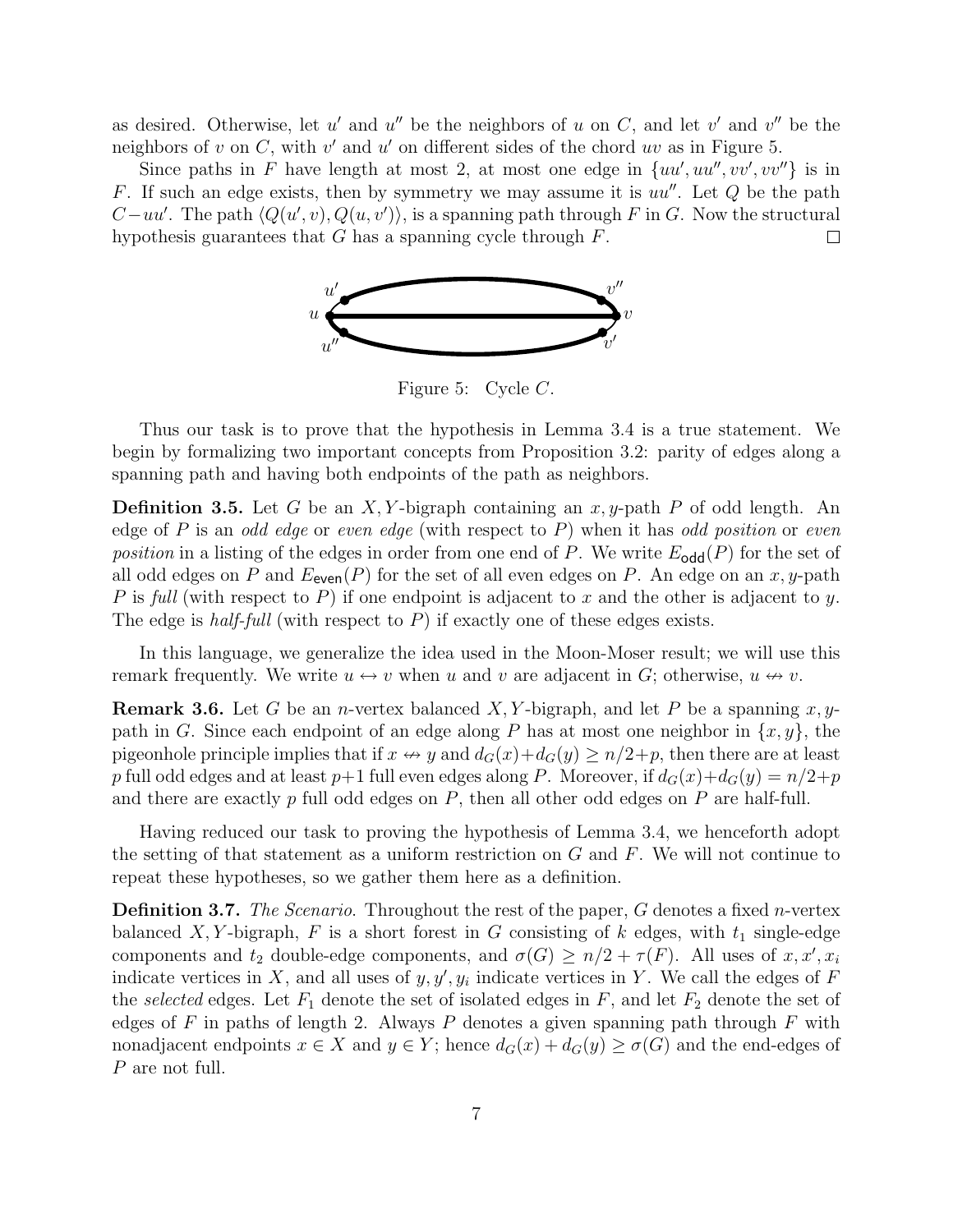as desired. Otherwise, let $u'$ and $u''$ be the neighbors of $u$ on $C$, and let $v'$ and $v''$ be the neighbors of $v$ on $C$, with $v'$ and $u'$ on different sides of the chord $uv$ as in Figure 5.

Since paths in $F$ have length at most 2, at most one edge in $\{uu', uu'', vv', vv''\}$ is in $F$. If such an edge exists, then by symmetry we may assume it is $uu''$. Let $Q$ be the path $C - uu'$. The path $\langle Q(u', v), Q(u, v')\rangle$, is a spanning path through $F$ in $G$. Now the structural hypothesis guarantees that $G$ has a spanning cycle through $F$. $\square$

Figure 5: Cycle $C$.

Thus our task is to prove that the hypothesis in Lemma 3.4 is a true statement. We begin by formalizing two important concepts from Proposition 3.2: parity of edges along a spanning path and having both endpoints of the path as neighbors.

**Definition 3.5.** Let $G$ be an $X, Y$-bigraph containing an $x, y$-path $P$ of odd length. An edge of $P$ is an *odd edge* or *even edge* (with respect to $P$) when it has *odd position* or *even position* in a listing of the edges in order from one end of $P$. We write $E_{\mathsf{odd}}(P)$ for the set of all odd edges on $P$ and $E_{\mathsf{even}}(P)$ for the set of all even edges on $P$. An edge on an $x, y$-path $P$ is *full* (with respect to $P$) if one endpoint is adjacent to $x$ and the other is adjacent to $y$. The edge is *half-full* (with respect to $P$) if exactly one of these edges exists.

In this language, we generalize the idea used in the Moon-Moser result; we will use this remark frequently. We write $u \leftrightarrow v$ when $u$ and $v$ are adjacent in $G$; otherwise, $u \not\leftrightarrow v$.

**Remark 3.6.** Let $G$ be an $n$-vertex balanced $X, Y$-bigraph, and let $P$ be a spanning $x, y$-path in $G$. Since each endpoint of an edge along $P$ has at most one neighbor in $\{x, y\}$, the pigeonhole principle implies that if $x \not\leftrightarrow y$ and $d_G(x) + d_G(y) \ge n/2 + p$, then there are at least $p$ full odd edges and at least $p+1$ full even edges along $P$. Moreover, if $d_G(x) + d_G(y) = n/2 + p$ and there are exactly $p$ full odd edges on $P$, then all other odd edges on $P$ are half-full.

Having reduced our task to proving the hypothesis of Lemma 3.4, we henceforth adopt the setting of that statement as a uniform restriction on $G$ and $F$. We will not continue to repeat these hypotheses, so we gather them here as a definition.

**Definition 3.7.** *The Scenario.* Throughout the rest of the paper, $G$ denotes a fixed $n$-vertex balanced $X, Y$-bigraph, $F$ is a short forest in $G$ consisting of $k$ edges, with $t_1$ single-edge components and $t_2$ double-edge components, and $\sigma(G) \ge n/2 + \tau(F)$. All uses of $x, x', x_i$ indicate vertices in $X$, and all uses of $y, y', y_i$ indicate vertices in $Y$. We call the edges of $F$ the *selected* edges. Let $F_1$ denote the set of isolated edges in $F$, and let $F_2$ denote the set of edges of $F$ in paths of length 2. Always $P$ denotes a given spanning path through $F$ with nonadjacent endpoints $x \in X$ and $y \in Y$; hence $d_G(x) + d_G(y) \ge \sigma(G)$ and the end-edges of $P$ are not full.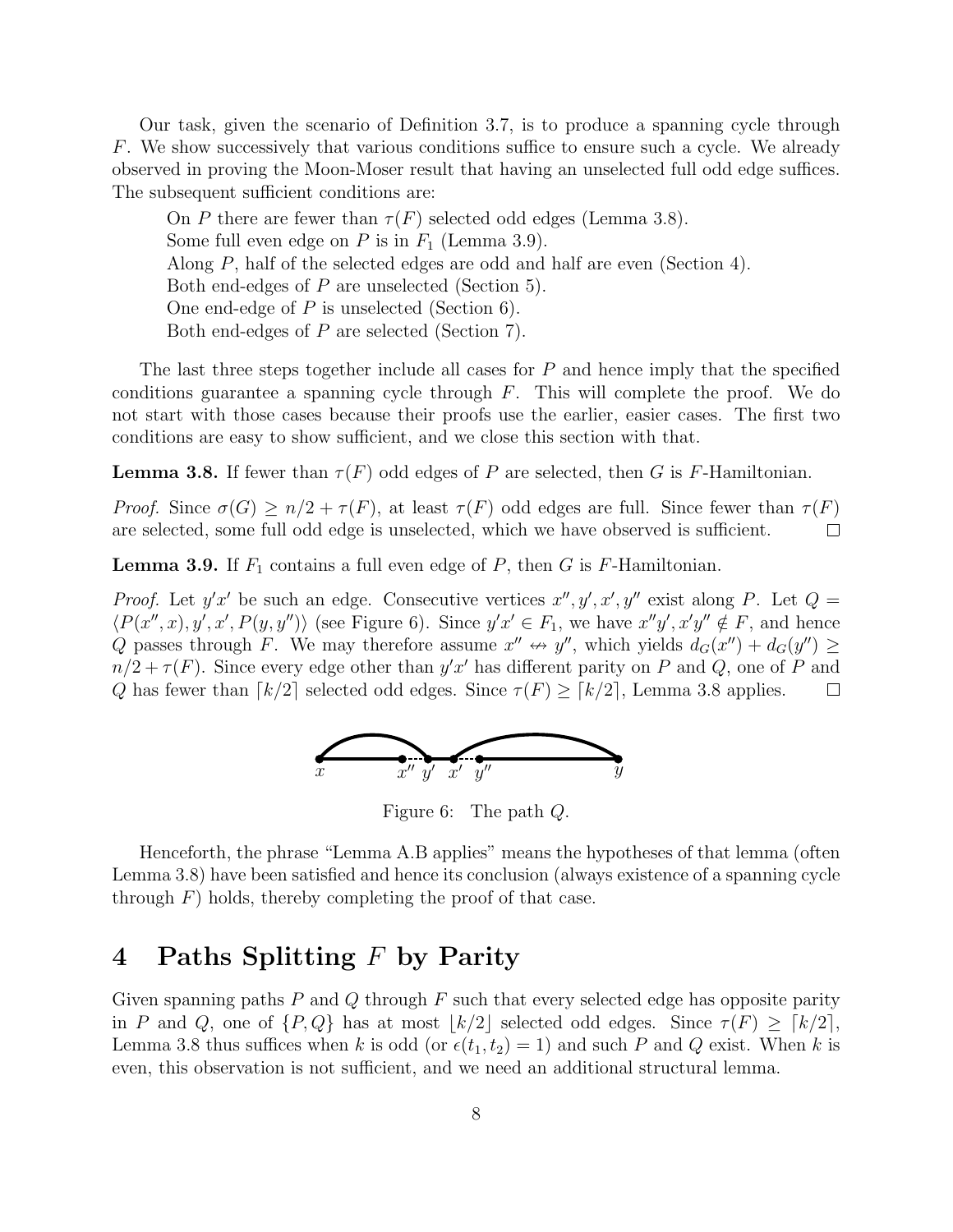Our task, given the scenario of Definition 3.7, is to produce a spanning cycle through $F$. We show successively that various conditions suffice to ensure such a cycle. We already observed in proving the Moon-Moser result that having an unselected full odd edge suffices. The subsequent sufficient conditions are:

On $P$ there are fewer than $\tau(F)$ selected odd edges (Lemma 3.8).
Some full even edge on $P$ is in $F_1$ (Lemma 3.9).
Along $P$, half of the selected edges are odd and half are even (Section 4).
Both end-edges of $P$ are unselected (Section 5).
One end-edge of $P$ is unselected (Section 6).
Both end-edges of $P$ are selected (Section 7).

The last three steps together include all cases for $P$ and hence imply that the specified conditions guarantee a spanning cycle through $F$. This will complete the proof. We do not start with those cases because their proofs use the earlier, easier cases. The first two conditions are easy to show sufficient, and we close this section with that.

**Lemma 3.8.** If fewer than $\tau(F)$ odd edges of $P$ are selected, then $G$ is $F$-Hamiltonian.

*Proof.* Since $\sigma(G) \geq n/2 + \tau(F)$, at least $\tau(F)$ odd edges are full. Since fewer than $\tau(F)$ are selected, some full odd edge is unselected, which we have observed is sufficient. □

**Lemma 3.9.** If $F_1$ contains a full even edge of $P$, then $G$ is $F$-Hamiltonian.

*Proof.* Let $y'x'$ be such an edge. Consecutive vertices $x'', y', x', y''$ exist along $P$. Let $Q = \langle P(x'', x), y', x', P(y, y'') \rangle$ (see Figure 6). Since $y'x' \in F_1$, we have $x''y', x'y'' \notin F$, and hence $Q$ passes through $F$. We may therefore assume $x'' \nleftrightarrow y''$, which yields $d_G(x'') + d_G(y'') \geq n/2 + \tau(F)$. Since every edge other than $y'x'$ has different parity on $P$ and $Q$, one of $P$ and $Q$ has fewer than $\lceil k/2 \rceil$ selected odd edges. Since $\tau(F) \geq \lceil k/2 \rceil$, Lemma 3.8 applies. □

Figure 6: The path $Q$.

Henceforth, the phrase "Lemma A.B applies" means the hypotheses of that lemma (often Lemma 3.8) have been satisfied and hence its conclusion (always existence of a spanning cycle through $F$) holds, thereby completing the proof of that case.

# 4 Paths Splitting $F$ by Parity

Given spanning paths $P$ and $Q$ through $F$ such that every selected edge has opposite parity in $P$ and $Q$, one of $\{P, Q\}$ has at most $\lfloor k/2 \rfloor$ selected odd edges. Since $\tau(F) \geq \lceil k/2 \rceil$, Lemma 3.8 thus suffices when $k$ is odd (or $\epsilon(t_1, t_2) = 1$) and such $P$ and $Q$ exist. When $k$ is even, this observation is not sufficient, and we need an additional structural lemma.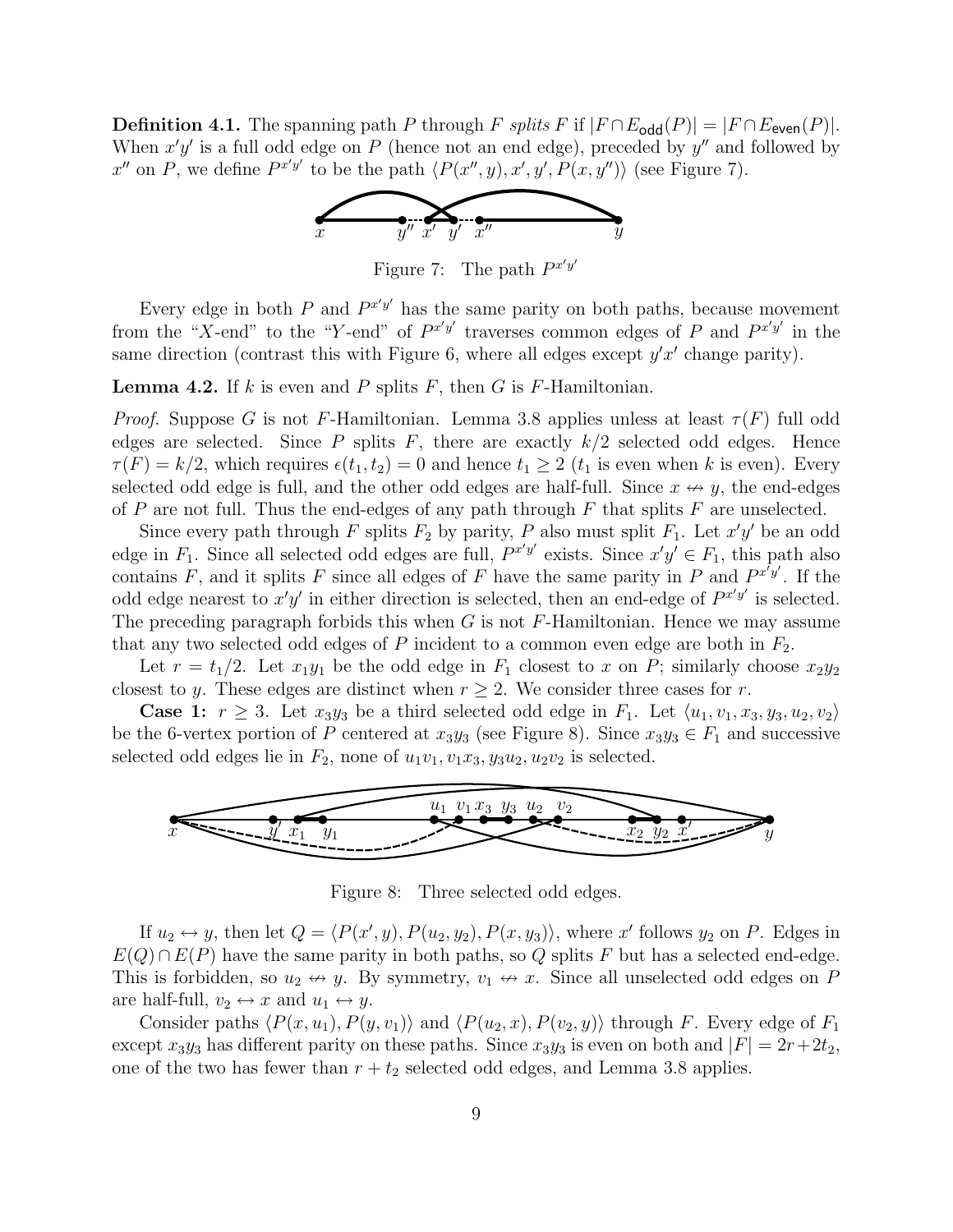**Definition 4.1.** The spanning path $P$ through $F$ *splits* $F$ if $|F \cap E_{\mathsf{odd}}(P)| = |F \cap E_{\mathsf{even}}(P)|$. When $x'y'$ is a full odd edge on $P$ (hence not an end edge), preceded by $y''$ and followed by $x''$ on $P$, we define $P^{x'y'}$ to be the path $\langle P(x'', y), x', y', P(x, y'')\rangle$ (see Figure 7).

Figure 7: The path $P^{x'y'}$

Every edge in both $P$ and $P^{x'y'}$ has the same parity on both paths, because movement from the "$X$-end" to the "$Y$-end" of $P^{x'y'}$ traverses common edges of $P$ and $P^{x'y'}$ in the same direction (contrast this with Figure 6, where all edges except $y'x'$ change parity).

**Lemma 4.2.** If $k$ is even and $P$ splits $F$, then $G$ is $F$-Hamiltonian.

*Proof.* Suppose $G$ is not $F$-Hamiltonian. Lemma 3.8 applies unless at least $\tau(F)$ full odd edges are selected. Since $P$ splits $F$, there are exactly $k/2$ selected odd edges. Hence $\tau(F) = k/2$, which requires $\epsilon(t_1, t_2) = 0$ and hence $t_1 \geq 2$ ($t_1$ is even when $k$ is even). Every selected odd edge is full, and the other odd edges are half-full. Since $x \not\leftrightarrow y$, the end-edges of $P$ are not full. Thus the end-edges of any path through $F$ that splits $F$ are unselected.

Since every path through $F$ splits $F_2$ by parity, $P$ also must split $F_1$. Let $x'y'$ be an odd edge in $F_1$. Since all selected odd edges are full, $P^{x'y'}$ exists. Since $x'y' \in F_1$, this path also contains $F$, and it splits $F$ since all edges of $F$ have the same parity in $P$ and $P^{x'y'}$. If the odd edge nearest to $x'y'$ in either direction is selected, then an end-edge of $P^{x'y'}$ is selected. The preceding paragraph forbids this when $G$ is not $F$-Hamiltonian. Hence we may assume that any two selected odd edges of $P$ incident to a common even edge are both in $F_2$.

Let $r = t_1/2$. Let $x_1y_1$ be the odd edge in $F_1$ closest to $x$ on $P$; similarly choose $x_2y_2$ closest to $y$. These edges are distinct when $r \geq 2$. We consider three cases for $r$.

**Case 1:** $r \geq 3$. Let $x_3y_3$ be a third selected odd edge in $F_1$. Let $\langle u_1, v_1, x_3, y_3, u_2, v_2\rangle$ be the 6-vertex portion of $P$ centered at $x_3y_3$ (see Figure 8). Since $x_3y_3 \in F_1$ and successive selected odd edges lie in $F_2$, none of $u_1v_1, v_1x_3, y_3u_2, u_2v_2$ is selected.

Figure 8: Three selected odd edges.

If $u_2 \leftrightarrow y$, then let $Q = \langle P(x', y), P(u_2, y_2), P(x, y_3)\rangle$, where $x'$ follows $y_2$ on $P$. Edges in $E(Q) \cap E(P)$ have the same parity in both paths, so $Q$ splits $F$ but has a selected end-edge. This is forbidden, so $u_2 \not\leftrightarrow y$. By symmetry, $v_1 \not\leftrightarrow x$. Since all unselected odd edges on $P$ are half-full, $v_2 \leftrightarrow x$ and $u_1 \leftrightarrow y$.

Consider paths $\langle P(x, u_1), P(y, v_1)\rangle$ and $\langle P(u_2, x), P(v_2, y)\rangle$ through $F$. Every edge of $F_1$ except $x_3y_3$ has different parity on these paths. Since $x_3y_3$ is even on both and $|F| = 2r + 2t_2$, one of the two has fewer than $r + t_2$ selected odd edges, and Lemma 3.8 applies.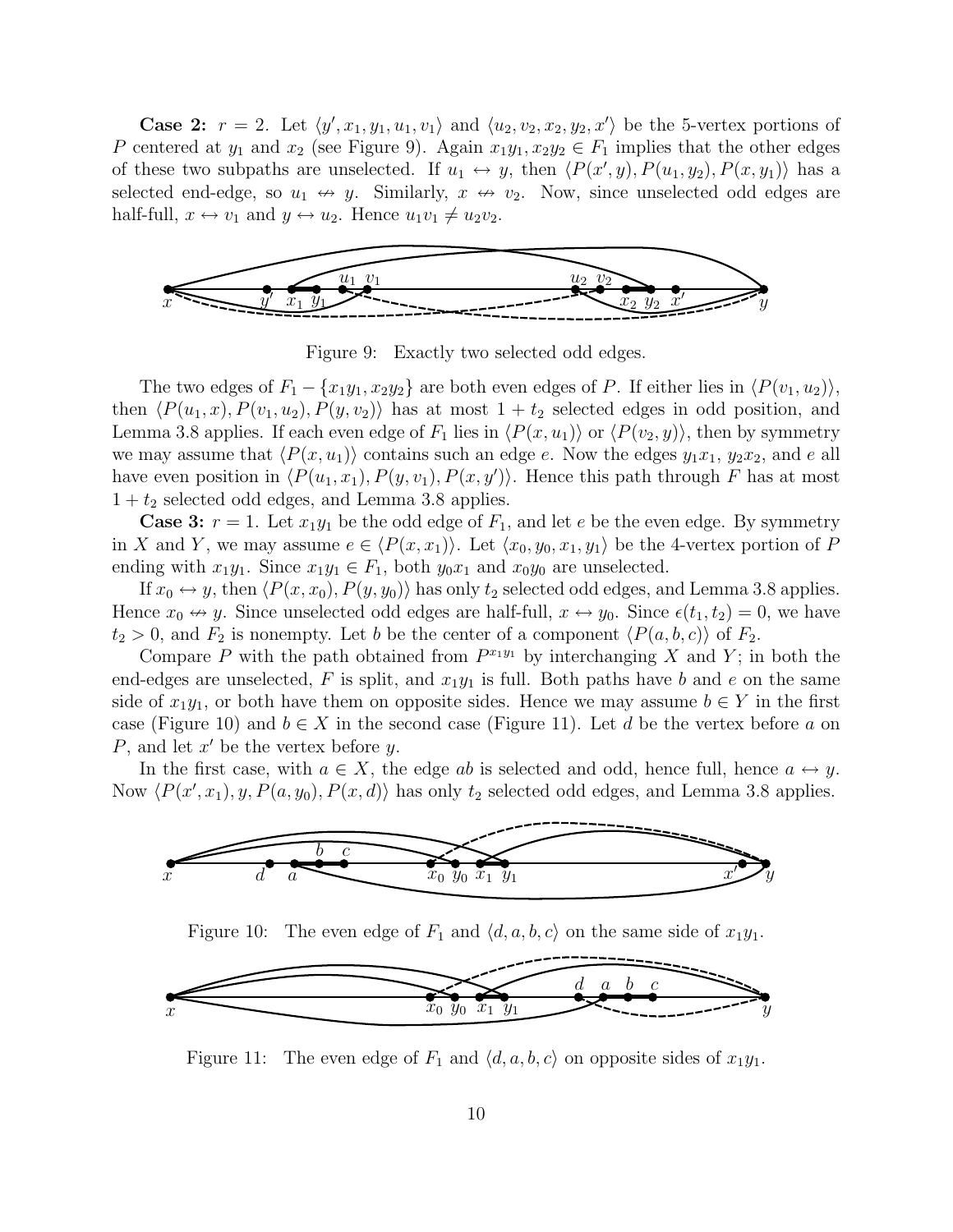**Case 2:** $r = 2$. Let $\langle y', x_1, y_1, u_1, v_1\rangle$ and $\langle u_2, v_2, x_2, y_2, x'\rangle$ be the 5-vertex portions of $P$ centered at $y_1$ and $x_2$ (see Figure 9). Again $x_1y_1, x_2y_2 \in F_1$ implies that the other edges of these two subpaths are unselected. If $u_1 \leftrightarrow y$, then $\langle P(x', y), P(u_1, y_2), P(x, y_1)\rangle$ has a selected end-edge, so $u_1 \not\leftrightarrow y$. Similarly, $x \not\leftrightarrow v_2$. Now, since unselected odd edges are half-full, $x \leftrightarrow v_1$ and $y \leftrightarrow u_2$. Hence $u_1v_1 \neq u_2v_2$.

Figure 9: Exactly two selected odd edges.

The two edges of $F_1 - \{x_1y_1, x_2y_2\}$ are both even edges of $P$. If either lies in $\langle P(v_1, u_2)\rangle$, then $\langle P(u_1, x), P(v_1, u_2), P(y, v_2)\rangle$ has at most $1 + t_2$ selected edges in odd position, and Lemma 3.8 applies. If each even edge of $F_1$ lies in $\langle P(x, u_1)\rangle$ or $\langle P(v_2, y)\rangle$, then by symmetry we may assume that $\langle P(x, u_1)\rangle$ contains such an edge $e$. Now the edges $y_1x_1$, $y_2x_2$, and $e$ all have even position in $\langle P(u_1, x_1), P(y, v_1), P(x, y')\rangle$. Hence this path through $F$ has at most $1 + t_2$ selected odd edges, and Lemma 3.8 applies.

**Case 3:** $r = 1$. Let $x_1y_1$ be the odd edge of $F_1$, and let $e$ be the even edge. By symmetry in $X$ and $Y$, we may assume $e \in \langle P(x, x_1)\rangle$. Let $\langle x_0, y_0, x_1, y_1\rangle$ be the 4-vertex portion of $P$ ending with $x_1y_1$. Since $x_1y_1 \in F_1$, both $y_0x_1$ and $x_0y_0$ are unselected.

If $x_0 \leftrightarrow y$, then $\langle P(x, x_0), P(y, y_0)\rangle$ has only $t_2$ selected odd edges, and Lemma 3.8 applies. Hence $x_0 \not\leftrightarrow y$. Since unselected odd edges are half-full, $x \leftrightarrow y_0$. Since $\epsilon(t_1, t_2) = 0$, we have $t_2 > 0$, and $F_2$ is nonempty. Let $b$ be the center of a component $\langle P(a, b, c)\rangle$ of $F_2$.

Compare $P$ with the path obtained from $P^{x_1y_1}$ by interchanging $X$ and $Y$; in both the end-edges are unselected, $F$ is split, and $x_1y_1$ is full. Both paths have $b$ and $e$ on the same side of $x_1y_1$, or both have them on opposite sides. Hence we may assume $b \in Y$ in the first case (Figure 10) and $b \in X$ in the second case (Figure 11). Let $d$ be the vertex before $a$ on $P$, and let $x'$ be the vertex before $y$.

In the first case, with $a \in X$, the edge $ab$ is selected and odd, hence full, hence $a \leftrightarrow y$. Now $\langle P(x', x_1), y, P(a, y_0), P(x, d)\rangle$ has only $t_2$ selected odd edges, and Lemma 3.8 applies.

Figure 10: The even edge of $F_1$ and $\langle d, a, b, c\rangle$ on the same side of $x_1y_1$.

Figure 11: The even edge of $F_1$ and $\langle d, a, b, c\rangle$ on opposite sides of $x_1y_1$.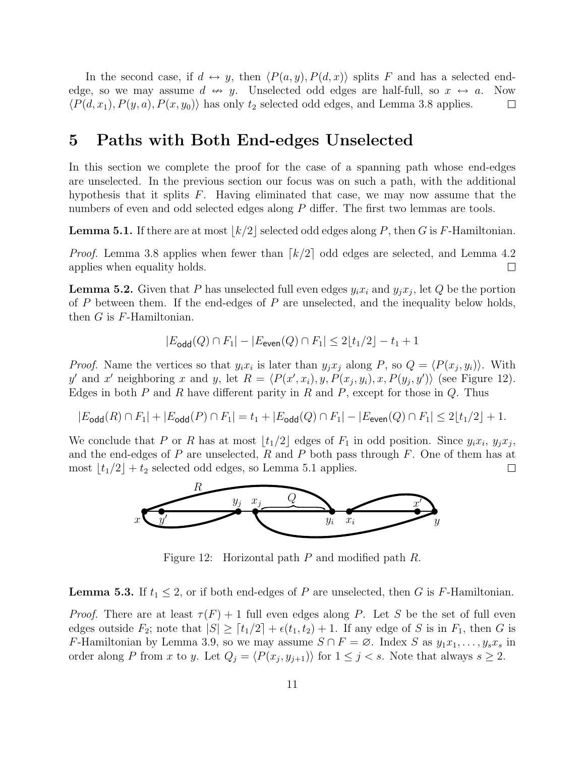In the second case, if $d \leftrightarrow y$, then $\langle P(a, y), P(d, x)\rangle$ splits $F$ and has a selected end-edge, so we may assume $d \not\leftrightarrow y$. Unselected odd edges are half-full, so $x \leftrightarrow a$. Now $\langle P(d, x_1), P(y, a), P(x, y_0)\rangle$ has only $t_2$ selected odd edges, and Lemma 3.8 applies. $\square$

# 5 Paths with Both End-edges Unselected

In this section we complete the proof for the case of a spanning path whose end-edges are unselected. In the previous section our focus was on such a path, with the additional hypothesis that it splits $F$. Having eliminated that case, we may now assume that the numbers of even and odd selected edges along $P$ differ. The first two lemmas are tools.

**Lemma 5.1.** If there are at most $\lfloor k/2 \rfloor$ selected odd edges along $P$, then $G$ is $F$-Hamiltonian.

*Proof.* Lemma 3.8 applies when fewer than $\lceil k/2 \rceil$ odd edges are selected, and Lemma 4.2 applies when equality holds. $\square$

**Lemma 5.2.** Given that $P$ has unselected full even edges $y_i x_i$ and $y_j x_j$, let $Q$ be the portion of $P$ between them. If the end-edges of $P$ are unselected, and the inequality below holds, then $G$ is $F$-Hamiltonian.

$$|E_{\mathsf{odd}}(Q) \cap F_1| - |E_{\mathsf{even}}(Q) \cap F_1| \leq 2\lfloor t_1/2 \rfloor - t_1 + 1$$

*Proof.* Name the vertices so that $y_i x_i$ is later than $y_j x_j$ along $P$, so $Q = \langle P(x_j, y_i)\rangle$. With $y'$ and $x'$ neighboring $x$ and $y$, let $R = \langle P(x', x_i), y, P(x_j, y_i), x, P(y_j, y')\rangle$ (see Figure 12). Edges in both $P$ and $R$ have different parity in $R$ and $P$, except for those in $Q$. Thus

$$|E_{\mathsf{odd}}(R) \cap F_1| + |E_{\mathsf{odd}}(P) \cap F_1| = t_1 + |E_{\mathsf{odd}}(Q) \cap F_1| - |E_{\mathsf{even}}(Q) \cap F_1| \leq 2\lfloor t_1/2 \rfloor + 1.$$

We conclude that $P$ or $R$ has at most $\lfloor t_1/2 \rfloor$ edges of $F_1$ in odd position. Since $y_i x_i$, $y_j x_j$, and the end-edges of $P$ are unselected, $R$ and $P$ both pass through $F$. One of them has at most $\lfloor t_1/2 \rfloor + t_2$ selected odd edges, so Lemma 5.1 applies. $\square$

Figure 12: Horizontal path $P$ and modified path $R$.

**Lemma 5.3.** If $t_1 \leq 2$, or if both end-edges of $P$ are unselected, then $G$ is $F$-Hamiltonian.

*Proof.* There are at least $\tau(F) + 1$ full even edges along $P$. Let $S$ be the set of full even edges outside $F_2$; note that $|S| \geq \lceil t_1/2 \rceil + \epsilon(t_1, t_2) + 1$. If any edge of $S$ is in $F_1$, then $G$ is $F$-Hamiltonian by Lemma 3.9, so we may assume $S \cap F = \varnothing$. Index $S$ as $y_1 x_1, \ldots, y_s x_s$ in order along $P$ from $x$ to $y$. Let $Q_j = \langle P(x_j, y_{j+1})\rangle$ for $1 \leq j < s$. Note that always $s \geq 2$.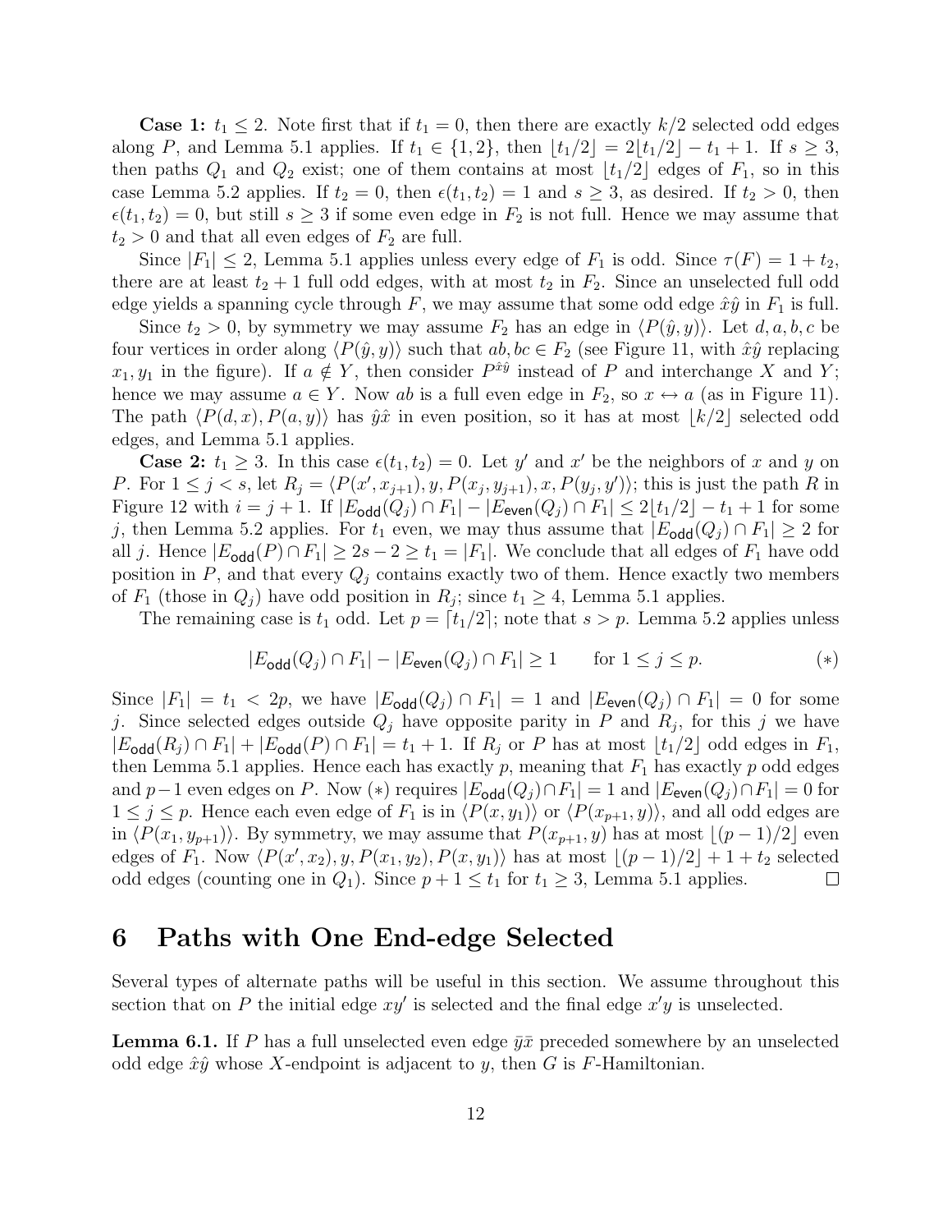**Case 1:** $t_1 \le 2$. Note first that if $t_1 = 0$, then there are exactly $k/2$ selected odd edges along $P$, and Lemma 5.1 applies. If $t_1 \in \{1, 2\}$, then $\lfloor t_1/2 \rfloor = 2\lfloor t_1/2 \rfloor - t_1 + 1$. If $s \ge 3$, then paths $Q_1$ and $Q_2$ exist; one of them contains at most $\lfloor t_1/2 \rfloor$ edges of $F_1$, so in this case Lemma 5.2 applies. If $t_2 = 0$, then $\epsilon(t_1, t_2) = 1$ and $s \ge 3$, as desired. If $t_2 > 0$, then $\epsilon(t_1, t_2) = 0$, but still $s \ge 3$ if some even edge in $F_2$ is not full. Hence we may assume that $t_2 > 0$ and that all even edges of $F_2$ are full.

Since $|F_1| \le 2$, Lemma 5.1 applies unless every edge of $F_1$ is odd. Since $\tau(F) = 1 + t_2$, there are at least $t_2 + 1$ full odd edges, with at most $t_2$ in $F_2$. Since an unselected full odd edge yields a spanning cycle through $F$, we may assume that some odd edge $\hat{x}\hat{y}$ in $F_1$ is full.

Since $t_2 > 0$, by symmetry we may assume $F_2$ has an edge in $\langle P(\hat{y}, y) \rangle$. Let $d, a, b, c$ be four vertices in order along $\langle P(\hat{y}, y) \rangle$ such that $ab, bc \in F_2$ (see Figure 11, with $\hat{x}\hat{y}$ replacing $x_1, y_1$ in the figure). If $a \notin Y$, then consider $P^{\hat{x}\hat{y}}$ instead of $P$ and interchange $X$ and $Y$; hence we may assume $a \in Y$. Now $ab$ is a full even edge in $F_2$, so $x \leftrightarrow a$ (as in Figure 11). The path $\langle P(d, x), P(a, y) \rangle$ has $\hat{y}\hat{x}$ in even position, so it has at most $\lfloor k/2 \rfloor$ selected odd edges, and Lemma 5.1 applies.

**Case 2:** $t_1 \ge 3$. In this case $\epsilon(t_1, t_2) = 0$. Let $y'$ and $x'$ be the neighbors of $x$ and $y$ on $P$. For $1 \le j < s$, let $R_j = \langle P(x', x_{j+1}), y, P(x_j, y_{j+1}), x, P(y_j, y') \rangle$; this is just the path $R$ in Figure 12 with $i = j + 1$. If $|E_{\mathsf{odd}}(Q_j) \cap F_1| - |E_{\mathsf{even}}(Q_j) \cap F_1| \le 2\lfloor t_1/2 \rfloor - t_1 + 1$ for some $j$, then Lemma 5.2 applies. For $t_1$ even, we may thus assume that $|E_{\mathsf{odd}}(Q_j) \cap F_1| \ge 2$ for all $j$. Hence $|E_{\mathsf{odd}}(P) \cap F_1| \ge 2s - 2 \ge t_1 = |F_1|$. We conclude that all edges of $F_1$ have odd position in $P$, and that every $Q_j$ contains exactly two of them. Hence exactly two members of $F_1$ (those in $Q_j$) have odd position in $R_j$; since $t_1 \ge 4$, Lemma 5.1 applies.

The remaining case is $t_1$ odd. Let $p = \lceil t_1/2 \rceil$; note that $s > p$. Lemma 5.2 applies unless

$$|E_{\mathsf{odd}}(Q_j) \cap F_1| - |E_{\mathsf{even}}(Q_j) \cap F_1| \ge 1 \qquad \text{for } 1 \le j \le p. \qquad (*)$$

Since $|F_1| = t_1 < 2p$, we have $|E_{\mathsf{odd}}(Q_j) \cap F_1| = 1$ and $|E_{\mathsf{even}}(Q_j) \cap F_1| = 0$ for some $j$. Since selected edges outside $Q_j$ have opposite parity in $P$ and $R_j$, for this $j$ we have $|E_{\mathsf{odd}}(R_j) \cap F_1| + |E_{\mathsf{odd}}(P) \cap F_1| = t_1 + 1$. If $R_j$ or $P$ has at most $\lfloor t_1/2 \rfloor$ odd edges in $F_1$, then Lemma 5.1 applies. Hence each has exactly $p$, meaning that $F_1$ has exactly $p$ odd edges and $p - 1$ even edges on $P$. Now $(*)$ requires $|E_{\mathsf{odd}}(Q_j) \cap F_1| = 1$ and $|E_{\mathsf{even}}(Q_j) \cap F_1| = 0$ for $1 \le j \le p$. Hence each even edge of $F_1$ is in $\langle P(x, y_1) \rangle$ or $\langle P(x_{p+1}, y) \rangle$, and all odd edges are in $\langle P(x_1, y_{p+1}) \rangle$. By symmetry, we may assume that $P(x_{p+1}, y)$ has at most $\lfloor (p-1)/2 \rfloor$ even edges of $F_1$. Now $\langle P(x', x_2), y, P(x_1, y_2), P(x, y_1) \rangle$ has at most $\lfloor (p-1)/2 \rfloor + 1 + t_2$ selected odd edges (counting one in $Q_1$). Since $p + 1 \le t_1$ for $t_1 \ge 3$, Lemma 5.1 applies. $\square$

# 6 Paths with One End-edge Selected

Several types of alternate paths will be useful in this section. We assume throughout this section that on $P$ the initial edge $xy'$ is selected and the final edge $x'y$ is unselected.

**Lemma 6.1.** *If $P$ has a full unselected even edge $\bar{y}\bar{x}$ preceded somewhere by an unselected odd edge $\hat{x}\hat{y}$ whose $X$-endpoint is adjacent to $y$, then $G$ is $F$-Hamiltonian.*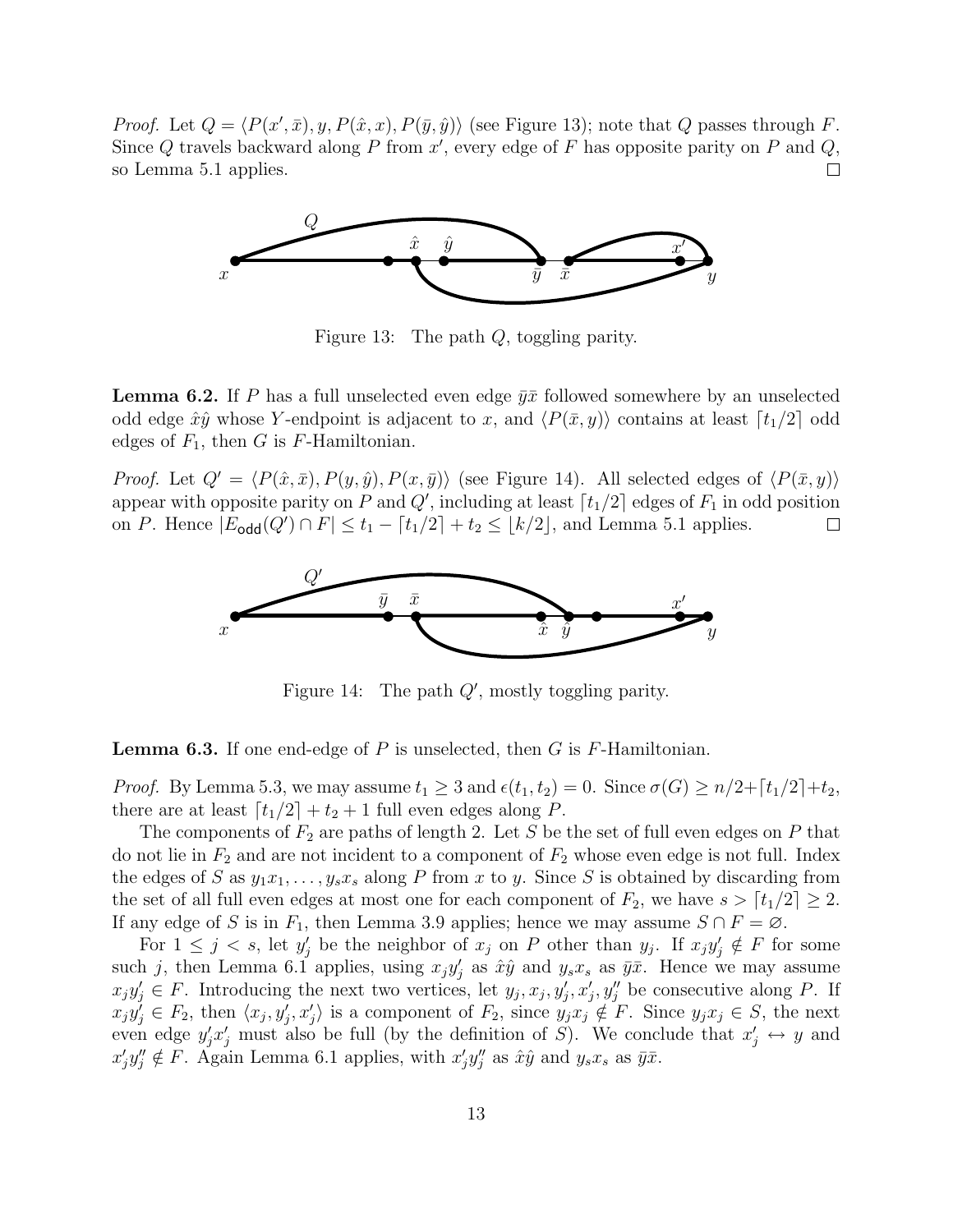*Proof.* Let $Q = \langle P(x', \bar{x}), y, P(\hat{x}, x), P(\bar{y}, \hat{y})\rangle$ (see Figure 13); note that $Q$ passes through $F$. Since $Q$ travels backward along $P$ from $x'$, every edge of $F$ has opposite parity on $P$ and $Q$, so Lemma 5.1 applies. □

Figure 13: The path $Q$, toggling parity.

**Lemma 6.2.** If $P$ has a full unselected even edge $\bar{y}\bar{x}$ followed somewhere by an unselected odd edge $\hat{x}\hat{y}$ whose $Y$-endpoint is adjacent to $x$, and $\langle P(\bar{x}, y)\rangle$ contains at least $\lceil t_1/2 \rceil$ odd edges of $F_1$, then $G$ is $F$-Hamiltonian.

*Proof.* Let $Q' = \langle P(\hat{x}, \bar{x}), P(y, \hat{y}), P(x, \bar{y})\rangle$ (see Figure 14). All selected edges of $\langle P(\bar{x}, y)\rangle$ appear with opposite parity on $P$ and $Q'$, including at least $\lceil t_1/2 \rceil$ edges of $F_1$ in odd position on $P$. Hence $|E_{\mathsf{odd}}(Q') \cap F| \le t_1 - \lceil t_1/2 \rceil + t_2 \le \lfloor k/2 \rfloor$, and Lemma 5.1 applies. □

Figure 14: The path $Q'$, mostly toggling parity.

**Lemma 6.3.** If one end-edge of $P$ is unselected, then $G$ is $F$-Hamiltonian.

*Proof.* By Lemma 5.3, we may assume $t_1 \ge 3$ and $\epsilon(t_1, t_2) = 0$. Since $\sigma(G) \ge n/2 + \lceil t_1/2 \rceil + t_2$, there are at least $\lceil t_1/2 \rceil + t_2 + 1$ full even edges along $P$.

The components of $F_2$ are paths of length 2. Let $S$ be the set of full even edges on $P$ that do not lie in $F_2$ and are not incident to a component of $F_2$ whose even edge is not full. Index the edges of $S$ as $y_1x_1, \ldots, y_sx_s$ along $P$ from $x$ to $y$. Since $S$ is obtained by discarding from the set of all full even edges at most one for each component of $F_2$, we have $s > \lceil t_1/2 \rceil \ge 2$. If any edge of $S$ is in $F_1$, then Lemma 3.9 applies; hence we may assume $S \cap F = \varnothing$.

For $1 \le j < s$, let $y_j'$ be the neighbor of $x_j$ on $P$ other than $y_j$. If $x_jy_j' \notin F$ for some such $j$, then Lemma 6.1 applies, using $x_jy_j'$ as $\hat{x}\hat{y}$ and $y_sx_s$ as $\bar{y}\bar{x}$. Hence we may assume $x_jy_j' \in F$. Introducing the next two vertices, let $y_j, x_j, y_j', x_j', y_j''$ be consecutive along $P$. If $x_jy_j' \in F_2$, then $\langle x_j, y_j', x_j'\rangle$ is a component of $F_2$, since $y_jx_j \notin F$. Since $y_jx_j \in S$, the next even edge $y_j'x_j'$ must also be full (by the definition of $S$). We conclude that $x_j' \leftrightarrow y$ and $x_j'y_j'' \notin F$. Again Lemma 6.1 applies, with $x_j'y_j''$ as $\hat{x}\hat{y}$ and $y_sx_s$ as $\bar{y}\bar{x}$.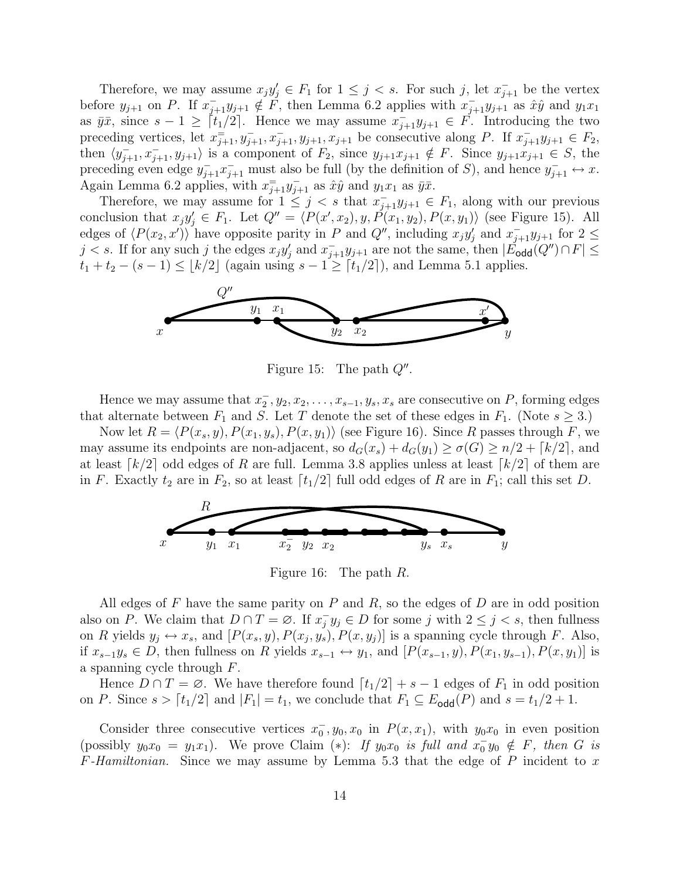Therefore, we may assume $x_j y'_j \in F_1$ for $1 \le j < s$. For such $j$, let $x^-_{j+1}$ be the vertex before $y_{j+1}$ on $P$. If $x^-_{j+1} y_{j+1} \notin F$, then Lemma 6.2 applies with $x^-_{j+1} y_{j+1}$ as $\hat{x}\hat{y}$ and $y_1 x_1$ as $\bar{y}\bar{x}$, since $s - 1 \ge \lceil t_1/2 \rceil$. Hence we may assume $x^-_{j+1} y_{j+1} \in F$. Introducing the two preceding vertices, let $x^{=}_{j+1}, y^-_{j+1}, x^-_{j+1}, y_{j+1}, x_{j+1}$ be consecutive along $P$. If $x^-_{j+1} y_{j+1} \in F_2$, then $\langle y^-_{j+1}, x^-_{j+1}, y_{j+1} \rangle$ is a component of $F_2$, since $y_{j+1} x_{j+1} \notin F$. Since $y_{j+1} x_{j+1} \in S$, the preceding even edge $y^-_{j+1} x^-_{j+1}$ must also be full (by the definition of $S$), and hence $y^-_{j+1} \leftrightarrow x$. Again Lemma 6.2 applies, with $x^{=}_{j+1} y^-_{j+1}$ as $\hat{x}\hat{y}$ and $y_1 x_1$ as $\bar{y}\bar{x}$.

Therefore, we may assume for $1 \le j < s$ that $x^-_{j+1} y_{j+1} \in F_1$, along with our previous conclusion that $x_j y'_j \in F_1$. Let $Q'' = \langle P(x', x_2), y, P(x_1, y_2), P(x, y_1) \rangle$ (see Figure 15). All edges of $\langle P(x_2, x') \rangle$ have opposite parity in $P$ and $Q''$, including $x_j y'_j$ and $x^-_{j+1} y_{j+1}$ for $2 \le j < s$. If for any such $j$ the edges $x_j y'_j$ and $x^-_{j+1} y_{j+1}$ are not the same, then $|E_{\mathsf{odd}}(Q'') \cap F| \le t_1 + t_2 - (s-1) \le \lfloor k/2 \rfloor$ (again using $s - 1 \ge \lceil t_1/2 \rceil$), and Lemma 5.1 applies.

Figure 15: The path $Q''$.

Hence we may assume that $x^-_2, y_2, x_2, \ldots, x_{s-1}, y_s, x_s$ are consecutive on $P$, forming edges that alternate between $F_1$ and $S$. Let $T$ denote the set of these edges in $F_1$. (Note $s \ge 3$.)

Now let $R = \langle P(x_s, y), P(x_1, y_s), P(x, y_1) \rangle$ (see Figure 16). Since $R$ passes through $F$, we may assume its endpoints are non-adjacent, so $d_G(x_s) + d_G(y_1) \ge \sigma(G) \ge n/2 + \lceil k/2 \rceil$, and at least $\lceil k/2 \rceil$ odd edges of $R$ are full. Lemma 3.8 applies unless at least $\lceil k/2 \rceil$ of them are in $F$. Exactly $t_2$ are in $F_2$, so at least $\lceil t_1/2 \rceil$ full odd edges of $R$ are in $F_1$; call this set $D$.

Figure 16: The path $R$.

All edges of $F$ have the same parity on $P$ and $R$, so the edges of $D$ are in odd position also on $P$. We claim that $D \cap T = \varnothing$. If $x^-_j y_j \in D$ for some $j$ with $2 \le j < s$, then fullness on $R$ yields $y_j \leftrightarrow x_s$, and $[P(x_s, y), P(x_j, y_s), P(x, y_j)]$ is a spanning cycle through $F$. Also, if $x_{s-1} y_s \in D$, then fullness on $R$ yields $x_{s-1} \leftrightarrow y_1$, and $[P(x_{s-1}, y), P(x_1, y_{s-1}), P(x, y_1)]$ is a spanning cycle through $F$.

Hence $D \cap T = \varnothing$. We have therefore found $\lceil t_1/2 \rceil + s - 1$ edges of $F_1$ in odd position on $P$. Since $s > \lceil t_1/2 \rceil$ and $|F_1| = t_1$, we conclude that $F_1 \subseteq E_{\mathsf{odd}}(P)$ and $s = t_1/2 + 1$.

Consider three consecutive vertices $x^-_0, y_0, x_0$ in $P(x, x_1)$, with $y_0 x_0$ in even position (possibly $y_0 x_0 = y_1 x_1$). We prove Claim $(*)$: *If $y_0 x_0$ is full and $x^-_0 y_0 \notin F$, then $G$ is $F$-Hamiltonian.* Since we may assume by Lemma 5.3 that the edge of $P$ incident to $x$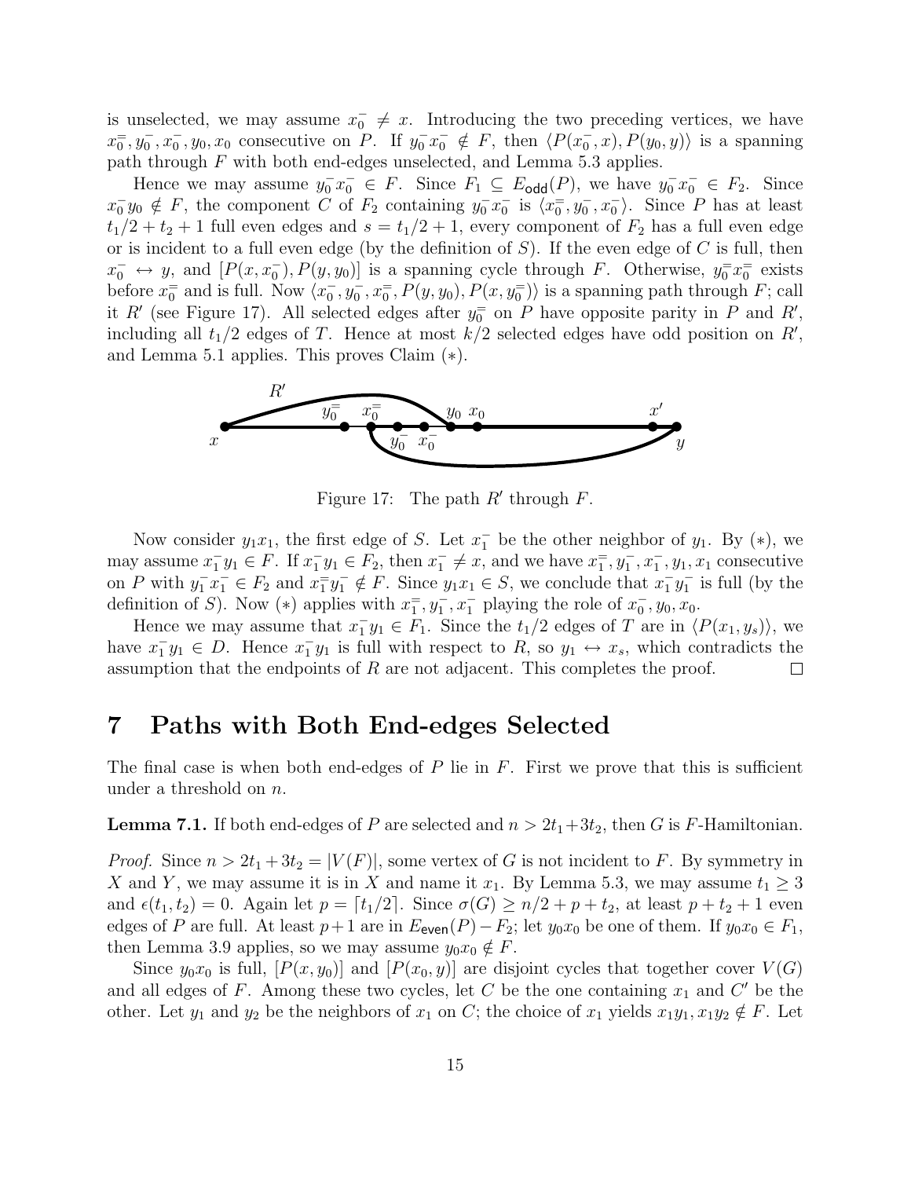is unselected, we may assume $x_0^- \neq x$. Introducing the two preceding vertices, we have $x_0^=, y_0^-, x_0^-, y_0, x_0$ consecutive on $P$. If $y_0^- x_0^- \notin F$, then $\langle P(x_0^-, x), P(y_0, y)\rangle$ is a spanning path through $F$ with both end-edges unselected, and Lemma 5.3 applies.

Hence we may assume $y_0^- x_0^- \in F$. Since $F_1 \subseteq E_{\mathsf{odd}}(P)$, we have $y_0^- x_0^- \in F_2$. Since $x_0^- y_0 \notin F$, the component $C$ of $F_2$ containing $y_0^- x_0^-$ is $\langle x_0^=, y_0^-, x_0^- \rangle$. Since $P$ has at least $t_1/2 + t_2 + 1$ full even edges and $s = t_1/2 + 1$, every component of $F_2$ has a full even edge or is incident to a full even edge (by the definition of $S$). If the even edge of $C$ is full, then $x_0^- \leftrightarrow y$, and $[P(x, x_0^-), P(y, y_0)]$ is a spanning cycle through $F$. Otherwise, $y_0^= x_0^=$ exists before $x_0^=$ and is full. Now $\langle x_0^-, y_0^-, x_0^=, P(y, y_0), P(x, y_0^=)\rangle$ is a spanning path through $F$; call it $R'$ (see Figure 17). All selected edges after $y_0^=$ on $P$ have opposite parity in $P$ and $R'$, including all $t_1/2$ edges of $T$. Hence at most $k/2$ selected edges have odd position on $R'$, and Lemma 5.1 applies. This proves Claim $(*)$.

Figure 17: The path $R'$ through $F$.

Now consider $y_1 x_1$, the first edge of $S$. Let $x_1^-$ be the other neighbor of $y_1$. By $(*)$, we may assume $x_1^- y_1 \in F$. If $x_1^- y_1 \in F_2$, then $x_1^- \neq x$, and we have $x_1^=, y_1^-, x_1^-, y_1, x_1$ consecutive on $P$ with $y_1^- x_1^- \in F_2$ and $x_1^= y_1^- \notin F$. Since $y_1 x_1 \in S$, we conclude that $x_1^- y_1^-$ is full (by the definition of $S$). Now $(*)$ applies with $x_1^=, y_1^-, x_1^-$ playing the role of $x_0^-, y_0, x_0$.

Hence we may assume that $x_1^- y_1 \in F_1$. Since the $t_1/2$ edges of $T$ are in $\langle P(x_1, y_s)\rangle$, we have $x_1^- y_1 \in D$. Hence $x_1^- y_1$ is full with respect to $R$, so $y_1 \leftrightarrow x_s$, which contradicts the assumption that the endpoints of $R$ are not adjacent. This completes the proof. $\square$

# 7 Paths with Both End-edges Selected

The final case is when both end-edges of $P$ lie in $F$. First we prove that this is sufficient under a threshold on $n$.

**Lemma 7.1.** If both end-edges of $P$ are selected and $n > 2t_1 + 3t_2$, then $G$ is $F$-Hamiltonian.

*Proof.* Since $n > 2t_1 + 3t_2 = |V(F)|$, some vertex of $G$ is not incident to $F$. By symmetry in $X$ and $Y$, we may assume it is in $X$ and name it $x_1$. By Lemma 5.3, we may assume $t_1 \geq 3$ and $\epsilon(t_1, t_2) = 0$. Again let $p = \lceil t_1/2 \rceil$. Since $\sigma(G) \geq n/2 + p + t_2$, at least $p + t_2 + 1$ even edges of $P$ are full. At least $p + 1$ are in $E_{\mathsf{even}}(P) - F_2$; let $y_0 x_0$ be one of them. If $y_0 x_0 \in F_1$, then Lemma 3.9 applies, so we may assume $y_0 x_0 \notin F$.

Since $y_0 x_0$ is full, $[P(x, y_0)]$ and $[P(x_0, y)]$ are disjoint cycles that together cover $V(G)$ and all edges of $F$. Among these two cycles, let $C$ be the one containing $x_1$ and $C'$ be the other. Let $y_1$ and $y_2$ be the neighbors of $x_1$ on $C$; the choice of $x_1$ yields $x_1 y_1, x_1 y_2 \notin F$. Let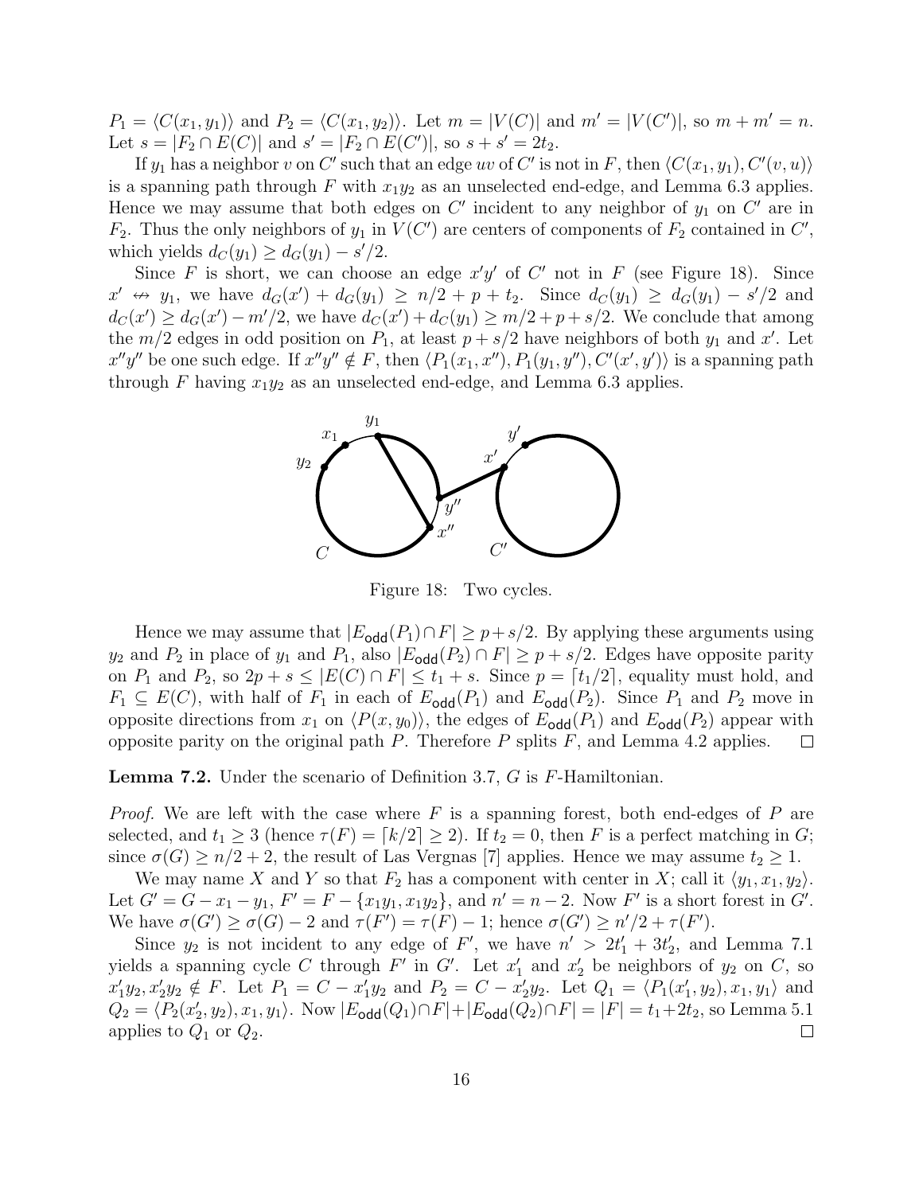$P_1 = \langle C(x_1, y_1)\rangle$ and $P_2 = \langle C(x_1, y_2)\rangle$. Let $m = |V(C)|$ and $m' = |V(C')|$, so $m + m' = n$. Let $s = |F_2 \cap E(C)|$ and $s' = |F_2 \cap E(C')|$, so $s + s' = 2t_2$.

If $y_1$ has a neighbor $v$ on $C'$ such that an edge $uv$ of $C'$ is not in $F$, then $\langle C(x_1, y_1), C'(v, u)\rangle$ is a spanning path through $F$ with $x_1y_2$ as an unselected end-edge, and Lemma 6.3 applies. Hence we may assume that both edges on $C'$ incident to any neighbor of $y_1$ on $C'$ are in $F_2$. Thus the only neighbors of $y_1$ in $V(C')$ are centers of components of $F_2$ contained in $C'$, which yields $d_C(y_1) \geq d_G(y_1) - s'/2$.

Since $F$ is short, we can choose an edge $x'y'$ of $C'$ not in $F$ (see Figure 18). Since $x' \not\leftrightarrow y_1$, we have $d_G(x') + d_G(y_1) \geq n/2 + p + t_2$. Since $d_C(y_1) \geq d_G(y_1) - s'/2$ and $d_C(x') \geq d_G(x') - m'/2$, we have $d_C(x') + d_C(y_1) \geq m/2 + p + s/2$. We conclude that among the $m/2$ edges in odd position on $P_1$, at least $p + s/2$ have neighbors of both $y_1$ and $x'$. Let $x''y''$ be one such edge. If $x''y'' \notin F$, then $\langle P_1(x_1, x''), P_1(y_1, y''), C'(x', y')\rangle$ is a spanning path through $F$ having $x_1y_2$ as an unselected end-edge, and Lemma 6.3 applies.

Figure 18: Two cycles.

Hence we may assume that $|E_{\mathsf{odd}}(P_1) \cap F| \geq p + s/2$. By applying these arguments using $y_2$ and $P_2$ in place of $y_1$ and $P_1$, also $|E_{\mathsf{odd}}(P_2) \cap F| \geq p + s/2$. Edges have opposite parity on $P_1$ and $P_2$, so $2p + s \leq |E(C) \cap F| \leq t_1 + s$. Since $p = \lceil t_1/2 \rceil$, equality must hold, and $F_1 \subseteq E(C)$, with half of $F_1$ in each of $E_{\mathsf{odd}}(P_1)$ and $E_{\mathsf{odd}}(P_2)$. Since $P_1$ and $P_2$ move in opposite directions from $x_1$ on $\langle P(x, y_0)\rangle$, the edges of $E_{\mathsf{odd}}(P_1)$ and $E_{\mathsf{odd}}(P_2)$ appear with opposite parity on the original path $P$. Therefore $P$ splits $F$, and Lemma 4.2 applies. □

**Lemma 7.2.** Under the scenario of Definition 3.7, $G$ is $F$-Hamiltonian.

*Proof.* We are left with the case where $F$ is a spanning forest, both end-edges of $P$ are selected, and $t_1 \geq 3$ (hence $\tau(F) = \lceil k/2 \rceil \geq 2$). If $t_2 = 0$, then $F$ is a perfect matching in $G$; since $\sigma(G) \geq n/2 + 2$, the result of Las Vergnas [7] applies. Hence we may assume $t_2 \geq 1$.

We may name $X$ and $Y$ so that $F_2$ has a component with center in $X$; call it $\langle y_1, x_1, y_2\rangle$. Let $G' = G - x_1 - y_1$, $F' = F - \{x_1y_1, x_1y_2\}$, and $n' = n - 2$. Now $F'$ is a short forest in $G'$. We have $\sigma(G') \geq \sigma(G) - 2$ and $\tau(F') = \tau(F) - 1$; hence $\sigma(G') \geq n'/2 + \tau(F')$.

Since $y_2$ is not incident to any edge of $F'$, we have $n' > 2t_1' + 3t_2'$, and Lemma 7.1 yields a spanning cycle $C$ through $F'$ in $G'$. Let $x_1'$ and $x_2'$ be neighbors of $y_2$ on $C$, so $x_1'y_2, x_2'y_2 \notin F$. Let $P_1 = C - x_1'y_2$ and $P_2 = C - x_2'y_2$. Let $Q_1 = \langle P_1(x_1', y_2), x_1, y_1\rangle$ and $Q_2 = \langle P_2(x_2', y_2), x_1, y_1\rangle$. Now $|E_{\mathsf{odd}}(Q_1) \cap F| + |E_{\mathsf{odd}}(Q_2) \cap F| = |F| = t_1 + 2t_2$, so Lemma 5.1 applies to $Q_1$ or $Q_2$. □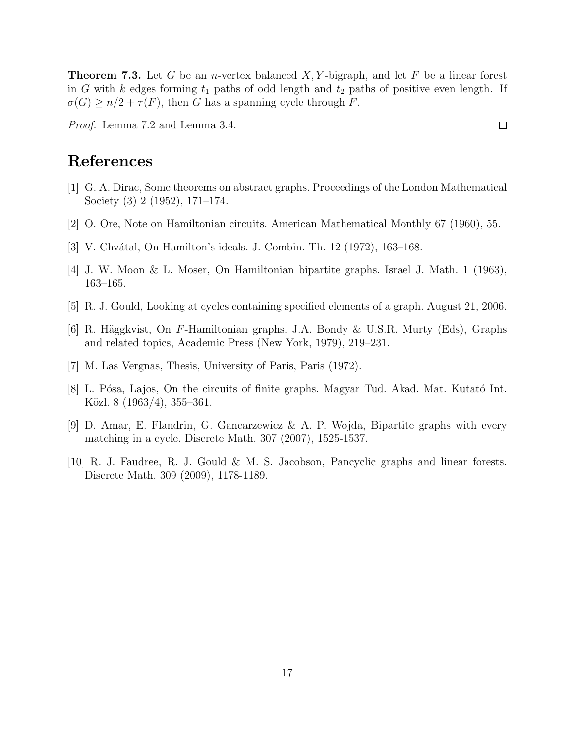**Theorem 7.3.** Let $G$ be an $n$-vertex balanced $X, Y$-bigraph, and let $F$ be a linear forest in $G$ with $k$ edges forming $t_1$ paths of odd length and $t_2$ paths of positive even length. If $\sigma(G) \geq n/2 + \tau(F)$, then $G$ has a spanning cycle through $F$.

*Proof.* Lemma 7.2 and Lemma 3.4. $\square$

# References

[1] G. A. Dirac, Some theorems on abstract graphs. Proceedings of the London Mathematical Society (3) 2 (1952), 171–174.

[2] O. Ore, Note on Hamiltonian circuits. American Mathematical Monthly 67 (1960), 55.

[3] V. Chvátal, On Hamilton's ideals. J. Combin. Th. 12 (1972), 163–168.

[4] J. W. Moon & L. Moser, On Hamiltonian bipartite graphs. Israel J. Math. 1 (1963), 163–165.

[5] R. J. Gould, Looking at cycles containing specified elements of a graph. August 21, 2006.

[6] R. Häggkvist, On $F$-Hamiltonian graphs. J.A. Bondy & U.S.R. Murty (Eds), Graphs and related topics, Academic Press (New York, 1979), 219–231.

[7] M. Las Vergnas, Thesis, University of Paris, Paris (1972).

[8] L. Pósa, Lajos, On the circuits of finite graphs. Magyar Tud. Akad. Mat. Kutató Int. Közl. 8 (1963/4), 355–361.

[9] D. Amar, E. Flandrin, G. Gancarzewicz & A. P. Wojda, Bipartite graphs with every matching in a cycle. Discrete Math. 307 (2007), 1525-1537.

[10] R. J. Faudree, R. J. Gould & M. S. Jacobson, Pancyclic graphs and linear forests. Discrete Math. 309 (2009), 1178-1189.